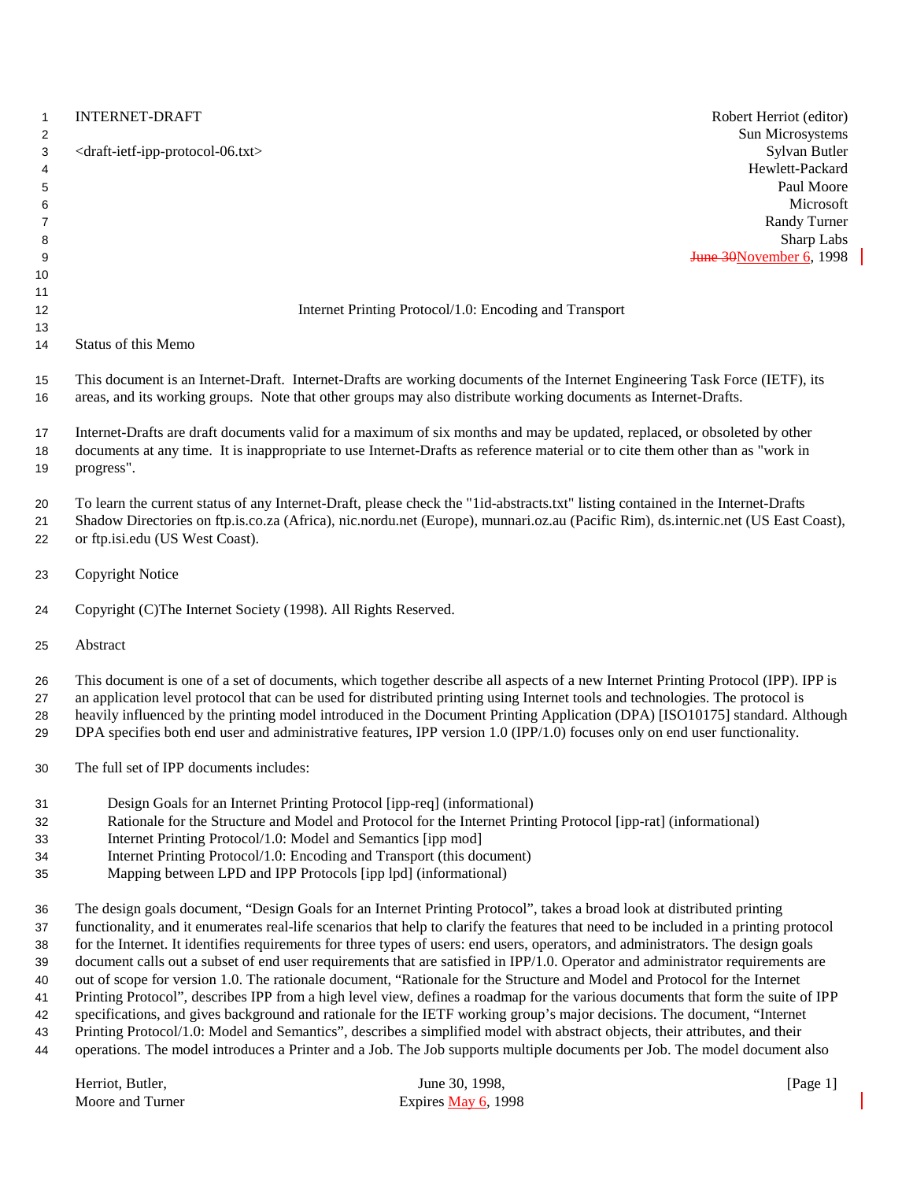INTERNET-DRAFT

<draft-ietf-ipp-protocol-06.txt>

Robert Herriot (editor)
Sun Microsystems
Sylvan Butler
Hewlett-Packard
Paul Moore
Microsoft
Randy Turner
Sharp Labs
~~June 30~~November 6, 1998

# Internet Printing Protocol/1.0: Encoding and Transport

## Status of this Memo

This document is an Internet-Draft. Internet-Drafts are working documents of the Internet Engineering Task Force (IETF), its areas, and its working groups. Note that other groups may also distribute working documents as Internet-Drafts.

Internet-Drafts are draft documents valid for a maximum of six months and may be updated, replaced, or obsoleted by other documents at any time. It is inappropriate to use Internet-Drafts as reference material or to cite them other than as "work in progress".

To learn the current status of any Internet-Draft, please check the "1id-abstracts.txt" listing contained in the Internet-Drafts Shadow Directories on ftp.is.co.za (Africa), nic.nordu.net (Europe), munnari.oz.au (Pacific Rim), ds.internic.net (US East Coast), or ftp.isi.edu (US West Coast).

## Copyright Notice

Copyright (C)The Internet Society (1998). All Rights Reserved.

## Abstract

This document is one of a set of documents, which together describe all aspects of a new Internet Printing Protocol (IPP). IPP is an application level protocol that can be used for distributed printing using Internet tools and technologies. The protocol is heavily influenced by the printing model introduced in the Document Printing Application (DPA) [ISO10175] standard. Although DPA specifies both end user and administrative features, IPP version 1.0 (IPP/1.0) focuses only on end user functionality.

The full set of IPP documents includes:

- Design Goals for an Internet Printing Protocol [ipp-req] (informational)
- Rationale for the Structure and Model and Protocol for the Internet Printing Protocol [ipp-rat] (informational)
- Internet Printing Protocol/1.0: Model and Semantics [ipp mod]
- Internet Printing Protocol/1.0: Encoding and Transport (this document)
- Mapping between LPD and IPP Protocols [ipp lpd] (informational)

The design goals document, "Design Goals for an Internet Printing Protocol", takes a broad look at distributed printing functionality, and it enumerates real-life scenarios that help to clarify the features that need to be included in a printing protocol for the Internet. It identifies requirements for three types of users: end users, operators, and administrators. The design goals document calls out a subset of end user requirements that are satisfied in IPP/1.0. Operator and administrator requirements are out of scope for version 1.0. The rationale document, "Rationale for the Structure and Model and Protocol for the Internet Printing Protocol", describes IPP from a high level view, defines a roadmap for the various documents that form the suite of IPP specifications, and gives background and rationale for the IETF working group's major decisions. The document, "Internet Printing Protocol/1.0: Model and Semantics", describes a simplified model with abstract objects, their attributes, and their operations. The model introduces a Printer and a Job. The Job supports multiple documents per Job. The model document also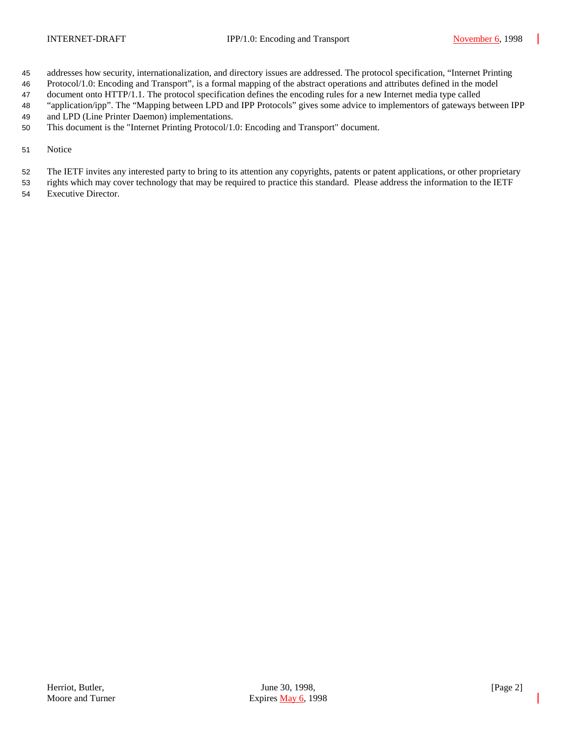addresses how security, internationalization, and directory issues are addressed. The protocol specification, "Internet Printing Protocol/1.0: Encoding and Transport", is a formal mapping of the abstract operations and attributes defined in the model document onto HTTP/1.1. The protocol specification defines the encoding rules for a new Internet media type called "application/ipp". The "Mapping between LPD and IPP Protocols" gives some advice to implementors of gateways between IPP and LPD (Line Printer Daemon) implementations.

This document is the "Internet Printing Protocol/1.0: Encoding and Transport" document.

## Notice

The IETF invites any interested party to bring to its attention any copyrights, patents or patent applications, or other proprietary rights which may cover technology that may be required to practice this standard. Please address the information to the IETF Executive Director.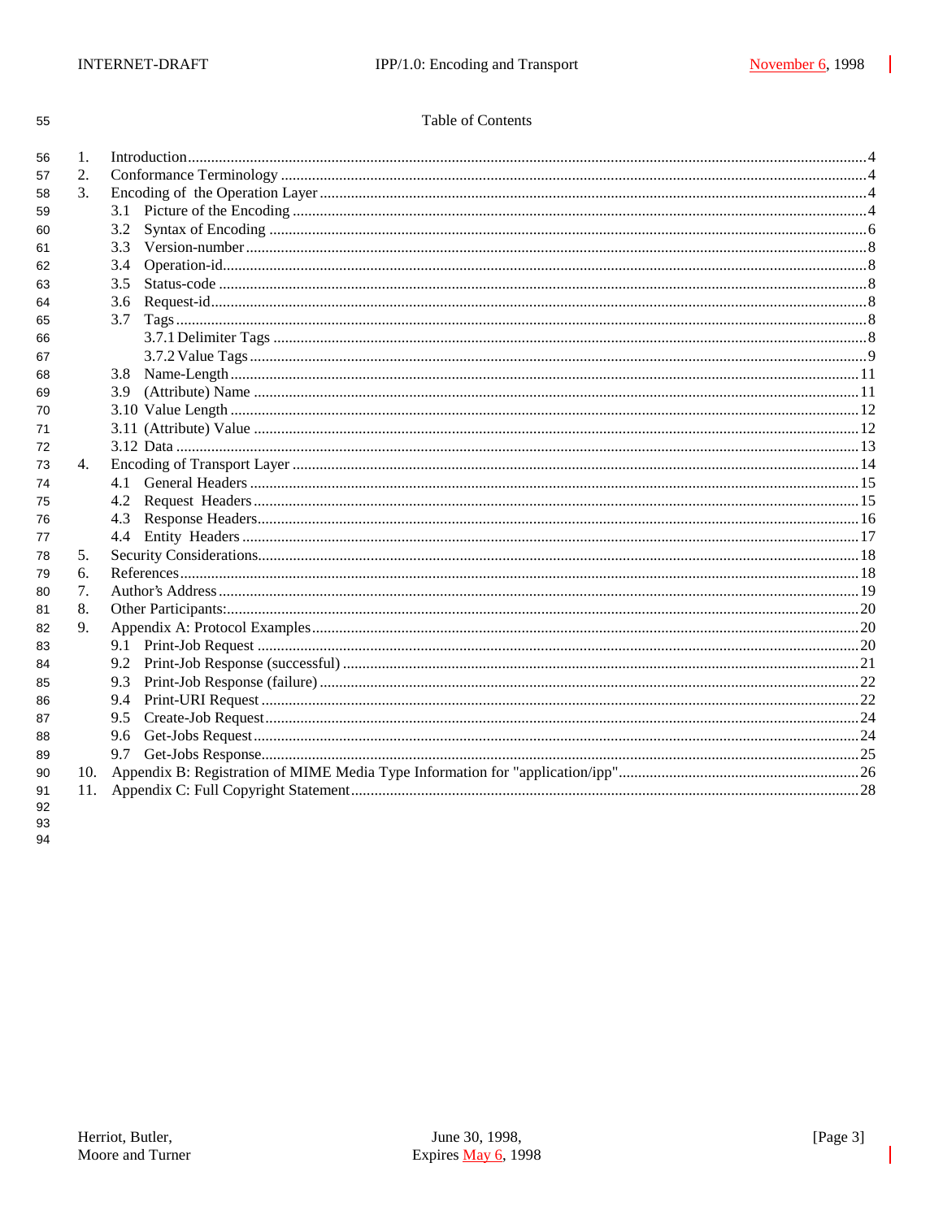Table of Contents

1. Introduction....4
2. Conformance Terminology....4
3. Encoding of the Operation Layer....4
   - 3.1 Picture of the Encoding....4
   - 3.2 Syntax of Encoding....6
   - 3.3 Version-number....8
   - 3.4 Operation-id....8
   - 3.5 Status-code....8
   - 3.6 Request-id....8
   - 3.7 Tags....8
     - 3.7.1 Delimiter Tags....8
     - 3.7.2 Value Tags....9
   - 3.8 Name-Length....11
   - 3.9 (Attribute) Name....11
   - 3.10 Value Length....12
   - 3.11 (Attribute) Value....12
   - 3.12 Data....13
4. Encoding of Transport Layer....14
   - 4.1 General Headers....15
   - 4.2 Request Headers....15
   - 4.3 Response Headers....16
   - 4.4 Entity Headers....17
5. Security Considerations....18
6. References....18
7. Author's Address....19
8. Other Participants:....20
9. Appendix A: Protocol Examples....20
   - 9.1 Print-Job Request....20
   - 9.2 Print-Job Response (successful)....21
   - 9.3 Print-Job Response (failure)....22
   - 9.4 Print-URI Request....22
   - 9.5 Create-Job Request....24
   - 9.6 Get-Jobs Request....24
   - 9.7 Get-Jobs Response....25
10. Appendix B: Registration of MIME Media Type Information for "application/ipp"....26
11. Appendix C: Full Copyright Statement....28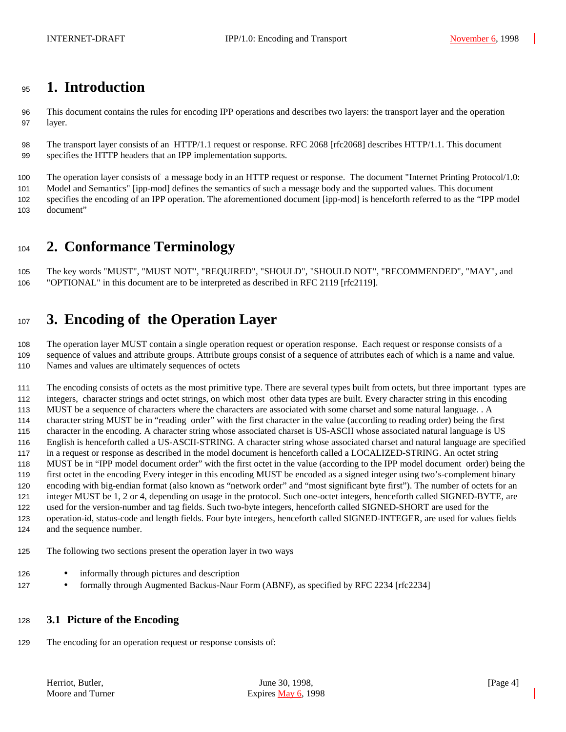# 1. Introduction

This document contains the rules for encoding IPP operations and describes two layers: the transport layer and the operation layer.

The transport layer consists of an HTTP/1.1 request or response. RFC 2068 [rfc2068] describes HTTP/1.1. This document specifies the HTTP headers that an IPP implementation supports.

The operation layer consists of a message body in an HTTP request or response. The document "Internet Printing Protocol/1.0: Model and Semantics" [ipp-mod] defines the semantics of such a message body and the supported values. This document specifies the encoding of an IPP operation. The aforementioned document [ipp-mod] is henceforth referred to as the "IPP model document"

# 2. Conformance Terminology

The key words "MUST", "MUST NOT", "REQUIRED", "SHOULD", "SHOULD NOT", "RECOMMENDED", "MAY", and "OPTIONAL" in this document are to be interpreted as described in RFC 2119 [rfc2119].

# 3. Encoding of the Operation Layer

The operation layer MUST contain a single operation request or operation response. Each request or response consists of a sequence of values and attribute groups. Attribute groups consist of a sequence of attributes each of which is a name and value. Names and values are ultimately sequences of octets

The encoding consists of octets as the most primitive type. There are several types built from octets, but three important types are integers, character strings and octet strings, on which most other data types are built. Every character string in this encoding MUST be a sequence of characters where the characters are associated with some charset and some natural language. . A character string MUST be in "reading order" with the first character in the value (according to reading order) being the first character in the encoding. A character string whose associated charset is US-ASCII whose associated natural language is US English is henceforth called a US-ASCII-STRING. A character string whose associated charset and natural language are specified in a request or response as described in the model document is henceforth called a LOCALIZED-STRING. An octet string MUST be in "IPP model document order" with the first octet in the value (according to the IPP model document order) being the first octet in the encoding Every integer in this encoding MUST be encoded as a signed integer using two's-complement binary encoding with big-endian format (also known as "network order" and "most significant byte first"). The number of octets for an integer MUST be 1, 2 or 4, depending on usage in the protocol. Such one-octet integers, henceforth called SIGNED-BYTE, are used for the version-number and tag fields. Such two-byte integers, henceforth called SIGNED-SHORT are used for the operation-id, status-code and length fields. Four byte integers, henceforth called SIGNED-INTEGER, are used for values fields and the sequence number.

The following two sections present the operation layer in two ways

- informally through pictures and description
- formally through Augmented Backus-Naur Form (ABNF), as specified by RFC 2234 [rfc2234]

## 3.1 Picture of the Encoding

The encoding for an operation request or response consists of: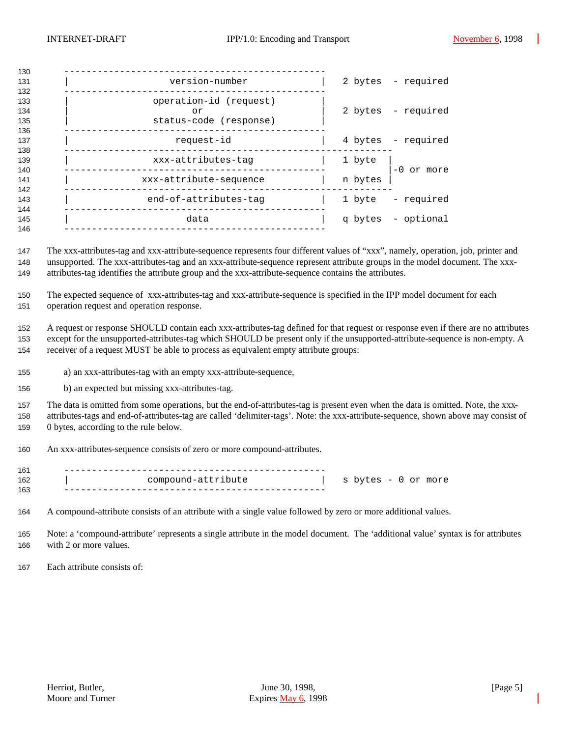```
-----------------------------------------------
|              version-number                 |   2 bytes  - required
-----------------------------------------------
|           operation-id (request)            |
|                   or                        |   2 bytes  - required
|           status-code (response)            |
-----------------------------------------------
|                 request-id                  |   4 bytes  - required
-----------------------------------------------------------
|             xxx-attributes-tag              |   1 byte  |
-----------------------------------------------           |-0 or more
|           xxx-attribute-sequence            |   n bytes |
-----------------------------------------------------------
|            end-of-attributes-tag            |   1 byte   - required
-----------------------------------------------
|                   data                      |   q bytes  - optional
-----------------------------------------------
```

The xxx-attributes-tag and xxx-attribute-sequence represents four different values of "xxx", namely, operation, job, printer and unsupported. The xxx-attributes-tag and an xxx-attribute-sequence represent attribute groups in the model document. The xxx-attributes-tag identifies the attribute group and the xxx-attribute-sequence contains the attributes.

The expected sequence of xxx-attributes-tag and xxx-attribute-sequence is specified in the IPP model document for each operation request and operation response.

A request or response SHOULD contain each xxx-attributes-tag defined for that request or response even if there are no attributes except for the unsupported-attributes-tag which SHOULD be present only if the unsupported-attribute-sequence is non-empty. A receiver of a request MUST be able to process as equivalent empty attribute groups:

a) an xxx-attributes-tag with an empty xxx-attribute-sequence,

b) an expected but missing xxx-attributes-tag.

The data is omitted from some operations, but the end-of-attributes-tag is present even when the data is omitted. Note, the xxx-attributes-tags and end-of-attributes-tag are called 'delimiter-tags'. Note: the xxx-attribute-sequence, shown above may consist of 0 bytes, according to the rule below.

An xxx-attributes-sequence consists of zero or more compound-attributes.

```
-----------------------------------------------
|            compound-attribute               |   s bytes - 0 or more
-----------------------------------------------
```

A compound-attribute consists of an attribute with a single value followed by zero or more additional values.

Note: a 'compound-attribute' represents a single attribute in the model document. The 'additional value' syntax is for attributes with 2 or more values.

Each attribute consists of: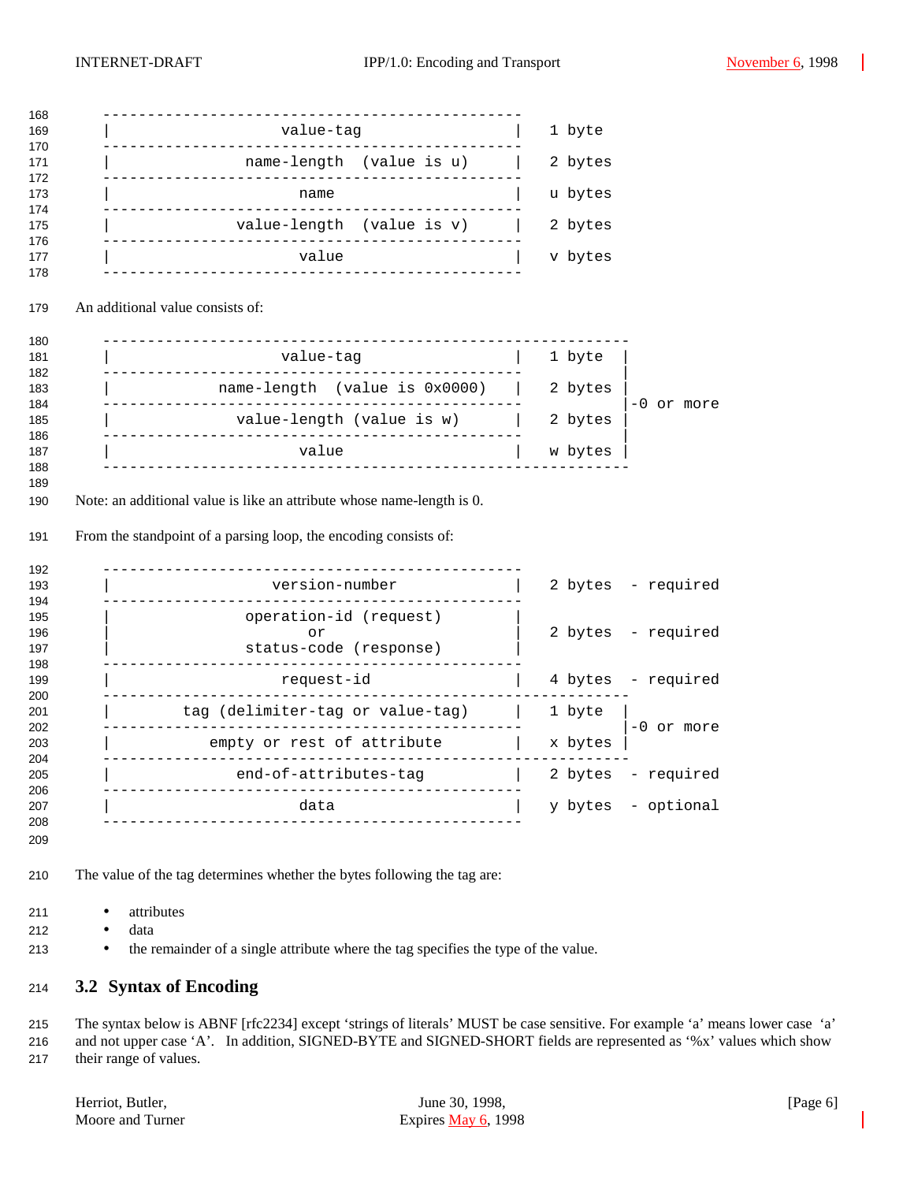```
-----------------------------------------------
|                  value-tag                  |   1 byte
-----------------------------------------------
|          name-length  (value is u)          |   2 bytes
-----------------------------------------------
|                     name                    |   u bytes
-----------------------------------------------
|          value-length  (value is v)         |   2 bytes
-----------------------------------------------
|                     value                   |   v bytes
-----------------------------------------------
```

An additional value consists of:

```
-----------------------------------------------------------
|                  value-tag                  |   1 byte  |
-----------------------------------------------           |
|        name-length  (value is 0x0000)       |   2 bytes |
-----------------------------------------------           |-0 or more
|          value-length (value is w)          |   2 bytes |
-----------------------------------------------           |
|                     value                   |   w bytes |
-----------------------------------------------------------
```

Note: an additional value is like an attribute whose name-length is 0.

From the standpoint of a parsing loop, the encoding consists of:

```
-----------------------------------------------
|                version-number               |   2 bytes  - required
-----------------------------------------------
|             operation-id (request)          |
|                      or                     |   2 bytes  - required
|             status-code (response)          |
-----------------------------------------------
|                  request-id                 |   4 bytes  - required
-----------------------------------------------------------
|       tag (delimiter-tag or value-tag)      |   1 byte  |
-----------------------------------------------           |-0 or more
|         empty or rest of attribute          |   x bytes |
-----------------------------------------------------------
|            end-of-attributes-tag            |   2 bytes  - required
-----------------------------------------------
|                     data                    |   y bytes  - optional
-----------------------------------------------
```

The value of the tag determines whether the bytes following the tag are:

- attributes
- data
- the remainder of a single attribute where the tag specifies the type of the value.

## 3.2 Syntax of Encoding

The syntax below is ABNF [rfc2234] except 'strings of literals' MUST be case sensitive. For example 'a' means lower case 'a' and not upper case 'A'. In addition, SIGNED-BYTE and SIGNED-SHORT fields are represented as '%x' values which show their range of values.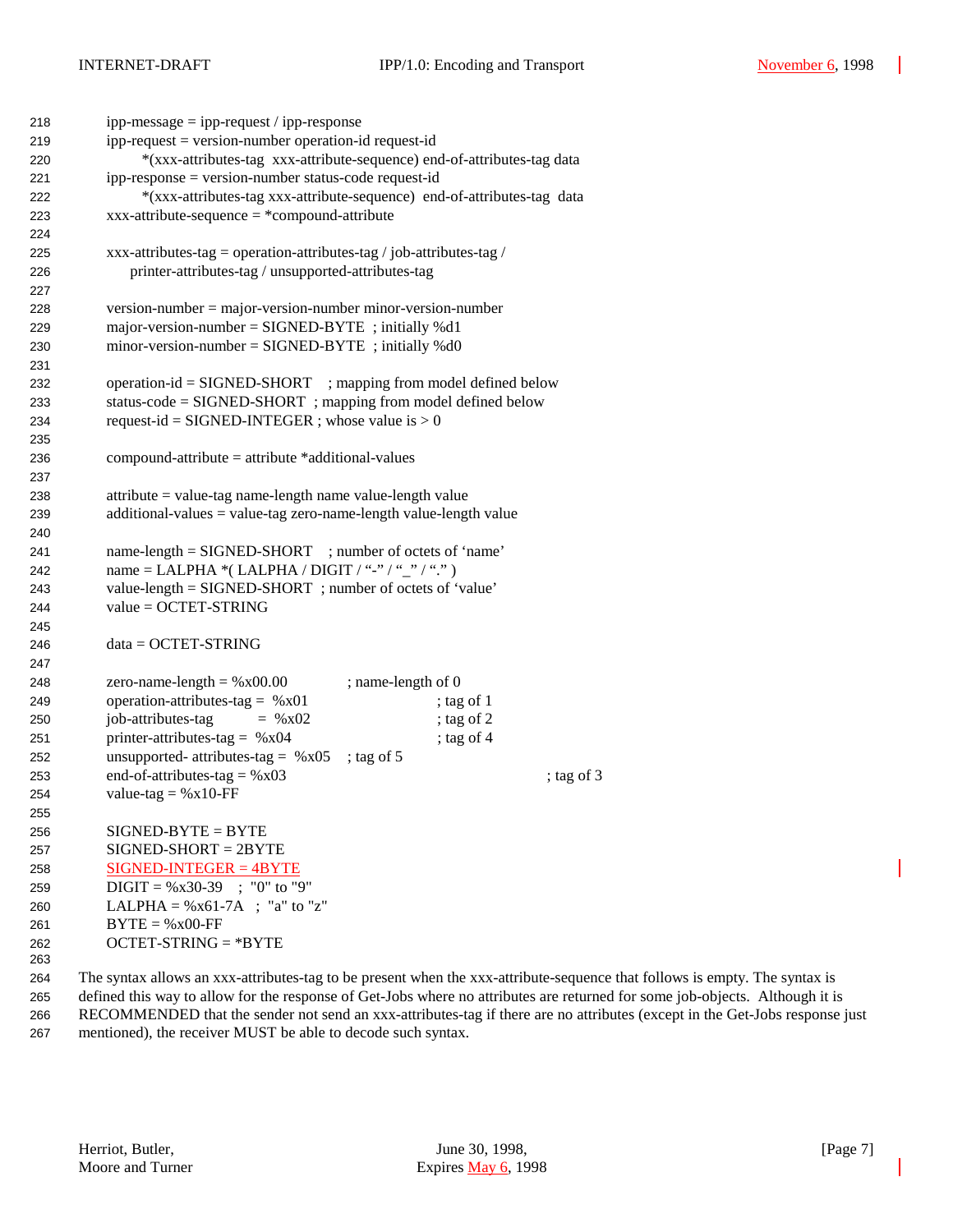```
ipp-message = ipp-request / ipp-response
ipp-request = version-number operation-id request-id
      *(xxx-attributes-tag  xxx-attribute-sequence) end-of-attributes-tag data
ipp-response = version-number status-code request-id
      *(xxx-attributes-tag xxx-attribute-sequence)  end-of-attributes-tag  data
xxx-attribute-sequence = *compound-attribute

xxx-attributes-tag = operation-attributes-tag / job-attributes-tag /
    printer-attributes-tag / unsupported-attributes-tag

version-number = major-version-number minor-version-number
major-version-number = SIGNED-BYTE  ; initially %d1
minor-version-number = SIGNED-BYTE  ; initially %d0

operation-id = SIGNED-SHORT    ; mapping from model defined below
status-code = SIGNED-SHORT  ; mapping from model defined below
request-id = SIGNED-INTEGER ; whose value is > 0

compound-attribute = attribute *additional-values

attribute = value-tag name-length name value-length value
additional-values = value-tag zero-name-length value-length value

name-length = SIGNED-SHORT    ; number of octets of 'name'
name = LALPHA *( LALPHA / DIGIT / "-" / "_" / "." )
value-length = SIGNED-SHORT  ; number of octets of 'value'
value = OCTET-STRING

data = OCTET-STRING

zero-name-length = %x00.00              ; name-length of 0
operation-attributes-tag =  %x01                       ; tag of 1
job-attributes-tag          =  %x02                    ; tag of 2
printer-attributes-tag =  %x04                         ; tag of 4
unsupported- attributes-tag =  %x05    ; tag of 5
end-of-attributes-tag = %x03                                        ; tag of 3
value-tag = %x10-FF

SIGNED-BYTE = BYTE
SIGNED-SHORT = 2BYTE
SIGNED-INTEGER = 4BYTE
DIGIT = %x30-39   ;  "0" to "9"
LALPHA = %x61-7A   ;  "a" to "z"
BYTE = %x00-FF
OCTET-STRING = *BYTE
```

The syntax allows an xxx-attributes-tag to be present when the xxx-attribute-sequence that follows is empty. The syntax is defined this way to allow for the response of Get-Jobs where no attributes are returned for some job-objects. Although it is RECOMMENDED that the sender not send an xxx-attributes-tag if there are no attributes (except in the Get-Jobs response just mentioned), the receiver MUST be able to decode such syntax.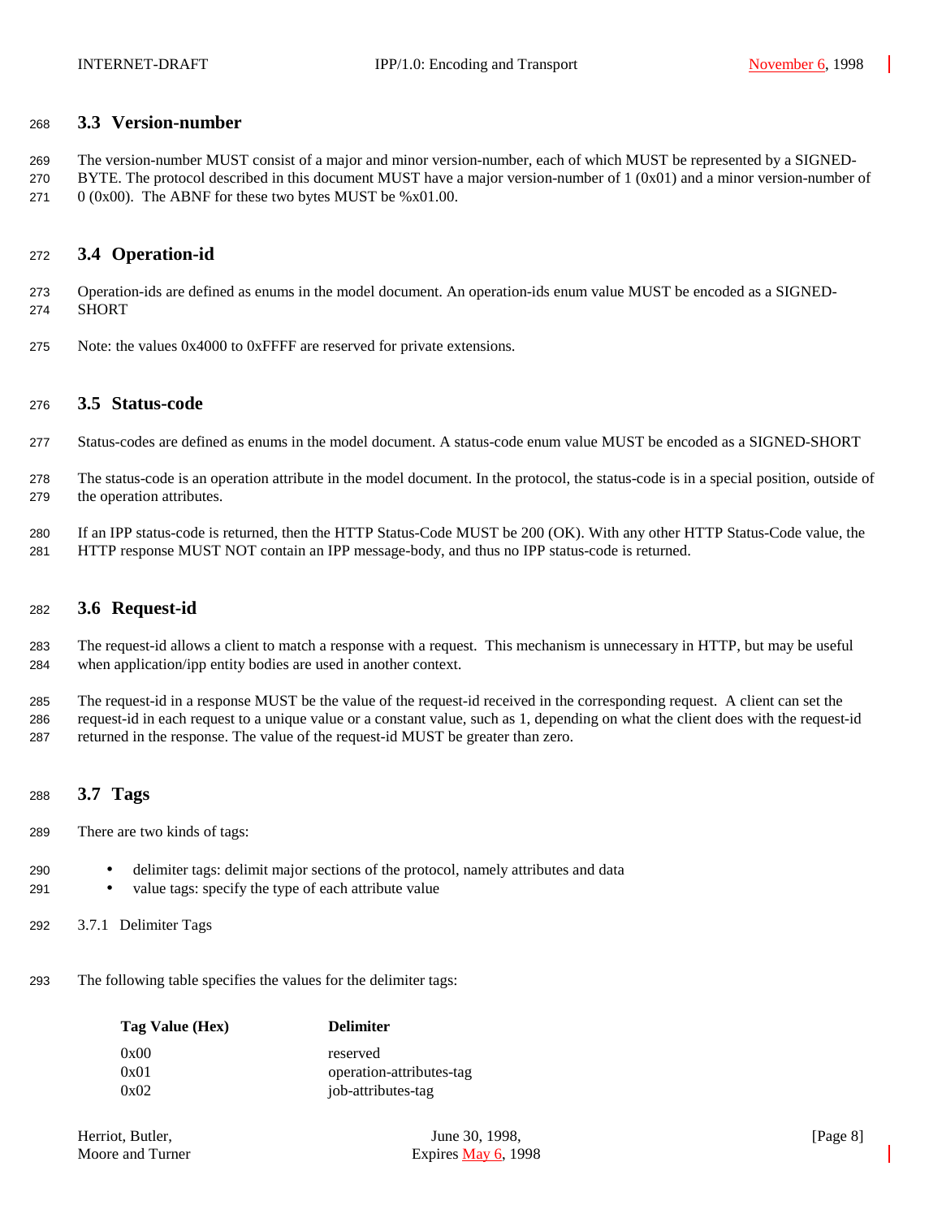## 3.3 Version-number

The version-number MUST consist of a major and minor version-number, each of which MUST be represented by a SIGNED-BYTE. The protocol described in this document MUST have a major version-number of 1 (0x01) and a minor version-number of 0 (0x00). The ABNF for these two bytes MUST be %x01.00.

## 3.4 Operation-id

Operation-ids are defined as enums in the model document. An operation-ids enum value MUST be encoded as a SIGNED-SHORT

Note: the values 0x4000 to 0xFFFF are reserved for private extensions.

## 3.5 Status-code

Status-codes are defined as enums in the model document. A status-code enum value MUST be encoded as a SIGNED-SHORT

The status-code is an operation attribute in the model document. In the protocol, the status-code is in a special position, outside of the operation attributes.

If an IPP status-code is returned, then the HTTP Status-Code MUST be 200 (OK). With any other HTTP Status-Code value, the HTTP response MUST NOT contain an IPP message-body, and thus no IPP status-code is returned.

## 3.6 Request-id

The request-id allows a client to match a response with a request. This mechanism is unnecessary in HTTP, but may be useful when application/ipp entity bodies are used in another context.

The request-id in a response MUST be the value of the request-id received in the corresponding request. A client can set the request-id in each request to a unique value or a constant value, such as 1, depending on what the client does with the request-id returned in the response. The value of the request-id MUST be greater than zero.

## 3.7 Tags

There are two kinds of tags:

- delimiter tags: delimit major sections of the protocol, namely attributes and data
- value tags: specify the type of each attribute value

### 3.7.1 Delimiter Tags

The following table specifies the values for the delimiter tags:

| Tag Value (Hex) | Delimiter |
|---|---|
| 0x00 | reserved |
| 0x01 | operation-attributes-tag |
| 0x02 | job-attributes-tag |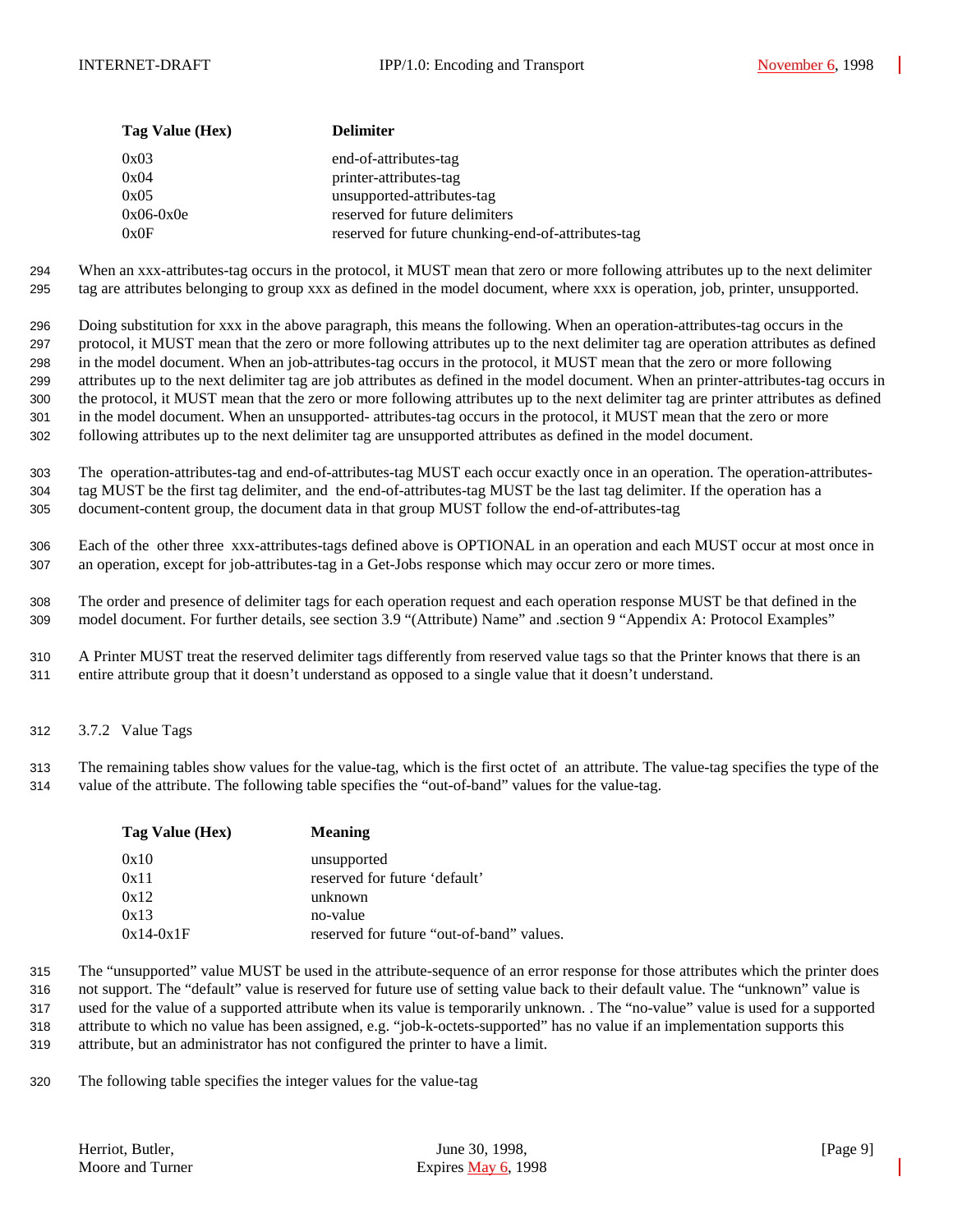| Tag Value (Hex) | Delimiter |
|---|---|
| 0x03 | end-of-attributes-tag |
| 0x04 | printer-attributes-tag |
| 0x05 | unsupported-attributes-tag |
| 0x06-0x0e | reserved for future delimiters |
| 0x0F | reserved for future chunking-end-of-attributes-tag |

When an xxx-attributes-tag occurs in the protocol, it MUST mean that zero or more following attributes up to the next delimiter tag are attributes belonging to group xxx as defined in the model document, where xxx is operation, job, printer, unsupported.

Doing substitution for xxx in the above paragraph, this means the following. When an operation-attributes-tag occurs in the protocol, it MUST mean that the zero or more following attributes up to the next delimiter tag are operation attributes as defined in the model document. When an job-attributes-tag occurs in the protocol, it MUST mean that the zero or more following attributes up to the next delimiter tag are job attributes as defined in the model document. When an printer-attributes-tag occurs in the protocol, it MUST mean that the zero or more following attributes up to the next delimiter tag are printer attributes as defined in the model document. When an unsupported- attributes-tag occurs in the protocol, it MUST mean that the zero or more following attributes up to the next delimiter tag are unsupported attributes as defined in the model document.

The operation-attributes-tag and end-of-attributes-tag MUST each occur exactly once in an operation. The operation-attributes-tag MUST be the first tag delimiter, and the end-of-attributes-tag MUST be the last tag delimiter. If the operation has a document-content group, the document data in that group MUST follow the end-of-attributes-tag

Each of the other three xxx-attributes-tags defined above is OPTIONAL in an operation and each MUST occur at most once in an operation, except for job-attributes-tag in a Get-Jobs response which may occur zero or more times.

The order and presence of delimiter tags for each operation request and each operation response MUST be that defined in the model document. For further details, see section 3.9 "(Attribute) Name" and .section 9 "Appendix A: Protocol Examples"

A Printer MUST treat the reserved delimiter tags differently from reserved value tags so that the Printer knows that there is an entire attribute group that it doesn't understand as opposed to a single value that it doesn't understand.

### 3.7.2 Value Tags

The remaining tables show values for the value-tag, which is the first octet of an attribute. The value-tag specifies the type of the value of the attribute. The following table specifies the "out-of-band" values for the value-tag.

| Tag Value (Hex) | Meaning |
|---|---|
| 0x10 | unsupported |
| 0x11 | reserved for future 'default' |
| 0x12 | unknown |
| 0x13 | no-value |
| 0x14-0x1F | reserved for future "out-of-band" values. |

The "unsupported" value MUST be used in the attribute-sequence of an error response for those attributes which the printer does not support. The "default" value is reserved for future use of setting value back to their default value. The "unknown" value is used for the value of a supported attribute when its value is temporarily unknown. . The "no-value" value is used for a supported attribute to which no value has been assigned, e.g. "job-k-octets-supported" has no value if an implementation supports this attribute, but an administrator has not configured the printer to have a limit.

The following table specifies the integer values for the value-tag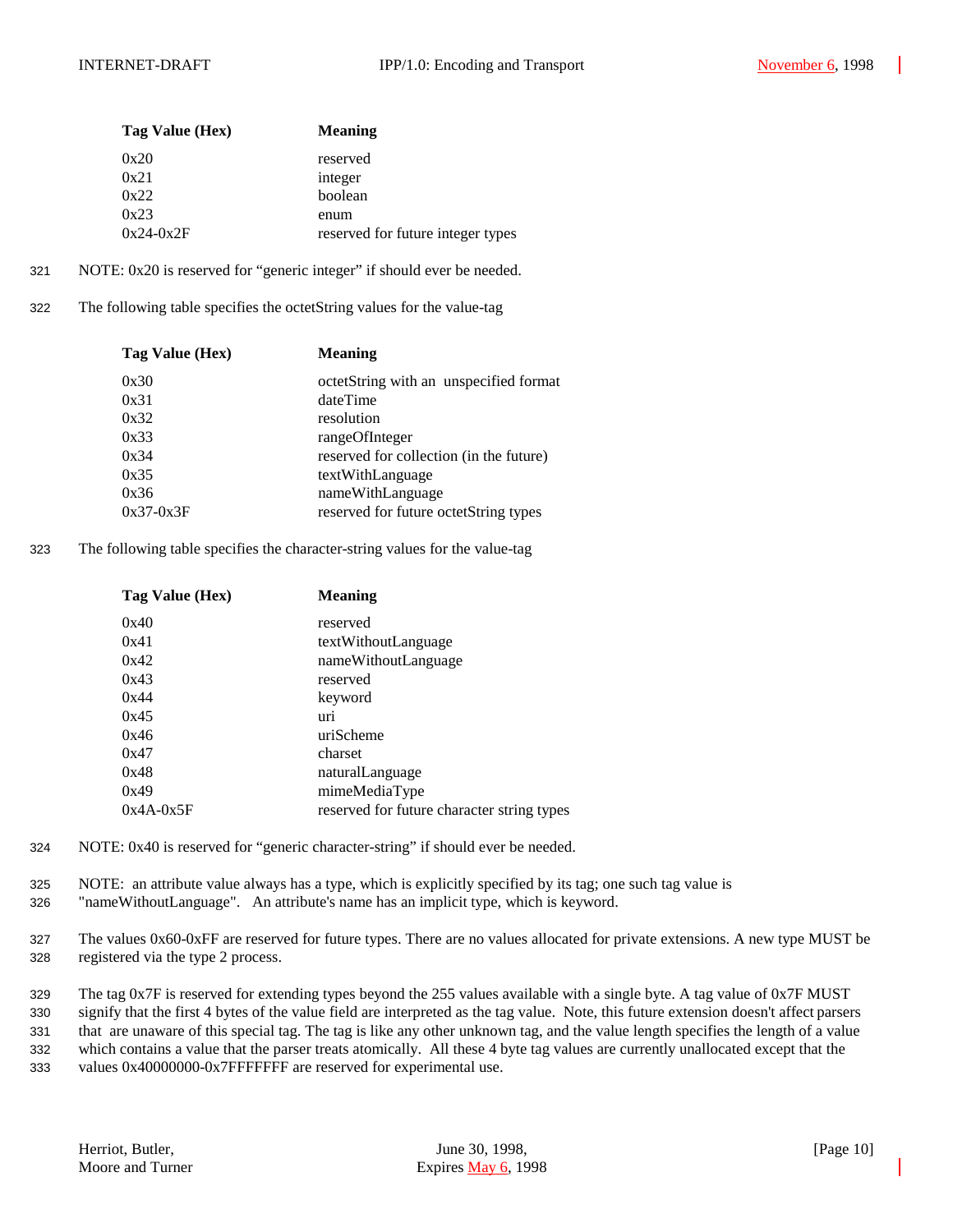| Tag Value (Hex) | Meaning |
|---|---|
| 0x20 | reserved |
| 0x21 | integer |
| 0x22 | boolean |
| 0x23 | enum |
| 0x24-0x2F | reserved for future integer types |

NOTE: 0x20 is reserved for "generic integer" if should ever be needed.

The following table specifies the octetString values for the value-tag

| Tag Value (Hex) | Meaning |
|---|---|
| 0x30 | octetString with an unspecified format |
| 0x31 | dateTime |
| 0x32 | resolution |
| 0x33 | rangeOfInteger |
| 0x34 | reserved for collection (in the future) |
| 0x35 | textWithLanguage |
| 0x36 | nameWithLanguage |
| 0x37-0x3F | reserved for future octetString types |

The following table specifies the character-string values for the value-tag

| Tag Value (Hex) | Meaning |
|---|---|
| 0x40 | reserved |
| 0x41 | textWithoutLanguage |
| 0x42 | nameWithoutLanguage |
| 0x43 | reserved |
| 0x44 | keyword |
| 0x45 | uri |
| 0x46 | uriScheme |
| 0x47 | charset |
| 0x48 | naturalLanguage |
| 0x49 | mimeMediaType |
| 0x4A-0x5F | reserved for future character string types |

NOTE: 0x40 is reserved for "generic character-string" if should ever be needed.

NOTE: an attribute value always has a type, which is explicitly specified by its tag; one such tag value is "nameWithoutLanguage". An attribute's name has an implicit type, which is keyword.

The values 0x60-0xFF are reserved for future types. There are no values allocated for private extensions. A new type MUST be registered via the type 2 process.

The tag 0x7F is reserved for extending types beyond the 255 values available with a single byte. A tag value of 0x7F MUST signify that the first 4 bytes of the value field are interpreted as the tag value. Note, this future extension doesn't affect parsers that are unaware of this special tag. The tag is like any other unknown tag, and the value length specifies the length of a value which contains a value that the parser treats atomically. All these 4 byte tag values are currently unallocated except that the values 0x40000000-0x7FFFFFFF are reserved for experimental use.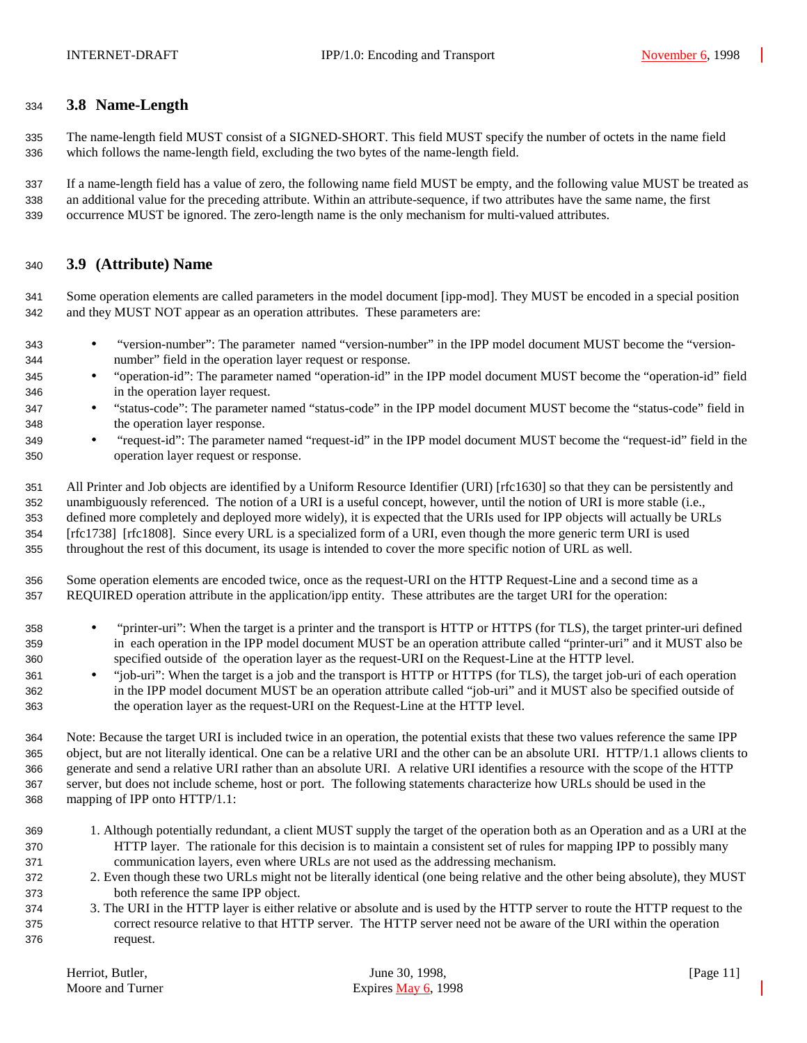## 3.8 Name-Length

The name-length field MUST consist of a SIGNED-SHORT. This field MUST specify the number of octets in the name field which follows the name-length field, excluding the two bytes of the name-length field.

If a name-length field has a value of zero, the following name field MUST be empty, and the following value MUST be treated as an additional value for the preceding attribute. Within an attribute-sequence, if two attributes have the same name, the first occurrence MUST be ignored. The zero-length name is the only mechanism for multi-valued attributes.

## 3.9 (Attribute) Name

Some operation elements are called parameters in the model document [ipp-mod]. They MUST be encoded in a special position and they MUST NOT appear as an operation attributes. These parameters are:

- "version-number": The parameter named "version-number" in the IPP model document MUST become the "version-number" field in the operation layer request or response.
- "operation-id": The parameter named "operation-id" in the IPP model document MUST become the "operation-id" field in the operation layer request.
- "status-code": The parameter named "status-code" in the IPP model document MUST become the "status-code" field in the operation layer response.
- "request-id": The parameter named "request-id" in the IPP model document MUST become the "request-id" field in the operation layer request or response.

All Printer and Job objects are identified by a Uniform Resource Identifier (URI) [rfc1630] so that they can be persistently and unambiguously referenced. The notion of a URI is a useful concept, however, until the notion of URI is more stable (i.e., defined more completely and deployed more widely), it is expected that the URIs used for IPP objects will actually be URLs [rfc1738] [rfc1808]. Since every URL is a specialized form of a URI, even though the more generic term URI is used throughout the rest of this document, its usage is intended to cover the more specific notion of URL as well.

Some operation elements are encoded twice, once as the request-URI on the HTTP Request-Line and a second time as a REQUIRED operation attribute in the application/ipp entity. These attributes are the target URI for the operation:

- "printer-uri": When the target is a printer and the transport is HTTP or HTTPS (for TLS), the target printer-uri defined in each operation in the IPP model document MUST be an operation attribute called "printer-uri" and it MUST also be specified outside of the operation layer as the request-URI on the Request-Line at the HTTP level.
- "job-uri": When the target is a job and the transport is HTTP or HTTPS (for TLS), the target job-uri of each operation in the IPP model document MUST be an operation attribute called "job-uri" and it MUST also be specified outside of the operation layer as the request-URI on the Request-Line at the HTTP level.

Note: Because the target URI is included twice in an operation, the potential exists that these two values reference the same IPP object, but are not literally identical. One can be a relative URI and the other can be an absolute URI. HTTP/1.1 allows clients to generate and send a relative URI rather than an absolute URI. A relative URI identifies a resource with the scope of the HTTP server, but does not include scheme, host or port. The following statements characterize how URLs should be used in the mapping of IPP onto HTTP/1.1:

1. Although potentially redundant, a client MUST supply the target of the operation both as an Operation and as a URI at the HTTP layer. The rationale for this decision is to maintain a consistent set of rules for mapping IPP to possibly many communication layers, even where URLs are not used as the addressing mechanism.
2. Even though these two URLs might not be literally identical (one being relative and the other being absolute), they MUST both reference the same IPP object.
3. The URI in the HTTP layer is either relative or absolute and is used by the HTTP server to route the HTTP request to the correct resource relative to that HTTP server. The HTTP server need not be aware of the URI within the operation request.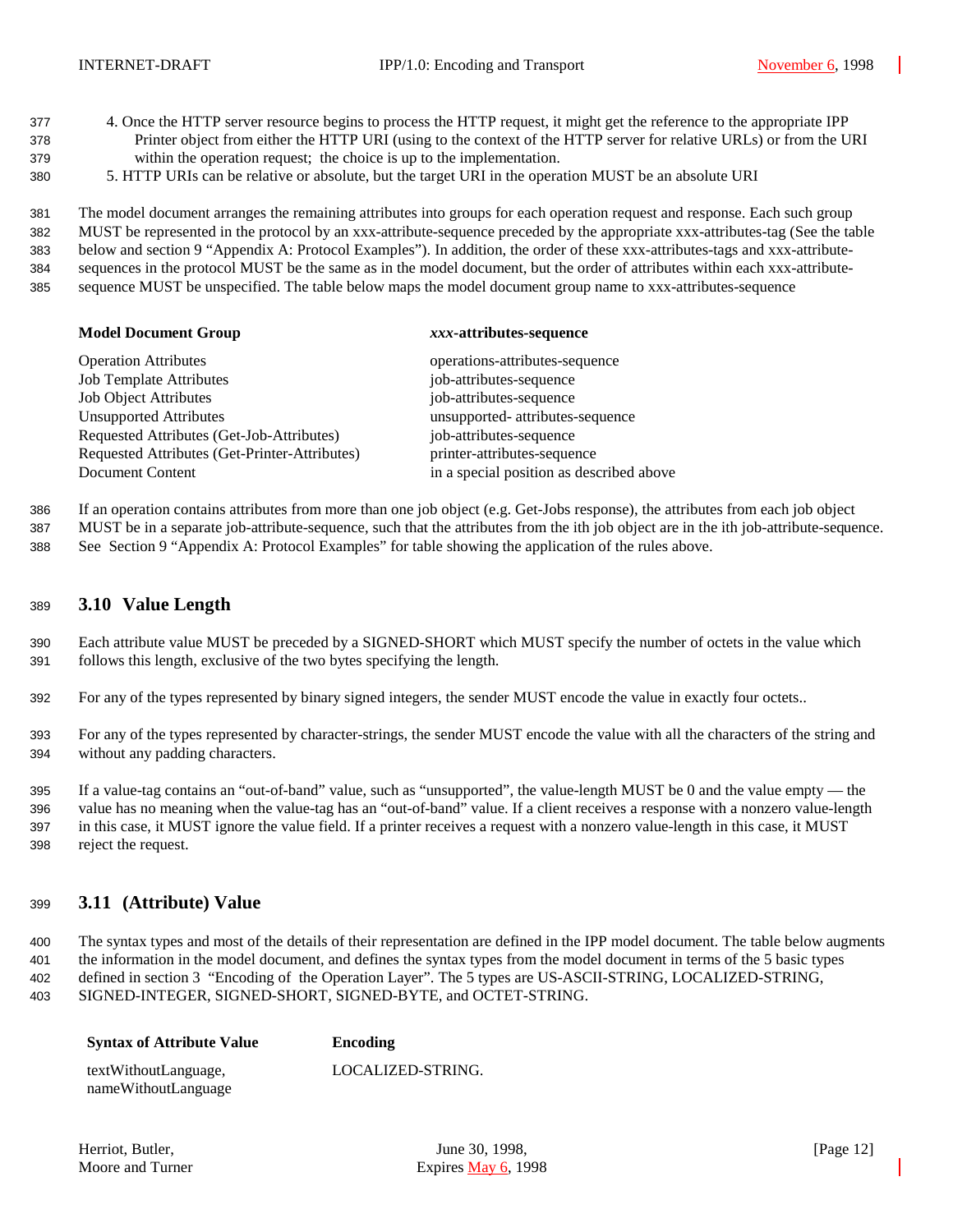4. Once the HTTP server resource begins to process the HTTP request, it might get the reference to the appropriate IPP Printer object from either the HTTP URI (using to the context of the HTTP server for relative URLs) or from the URI within the operation request; the choice is up to the implementation.
5. HTTP URIs can be relative or absolute, but the target URI in the operation MUST be an absolute URI

The model document arranges the remaining attributes into groups for each operation request and response. Each such group MUST be represented in the protocol by an xxx-attribute-sequence preceded by the appropriate xxx-attributes-tag (See the table below and section 9 "Appendix A: Protocol Examples"). In addition, the order of these xxx-attributes-tags and xxx-attribute-sequences in the protocol MUST be the same as in the model document, but the order of attributes within each xxx-attribute-sequence MUST be unspecified. The table below maps the model document group name to xxx-attributes-sequence

| Model Document Group | *xxx*-attributes-sequence |
|---|---|
| Operation Attributes | operations-attributes-sequence |
| Job Template Attributes | job-attributes-sequence |
| Job Object Attributes | job-attributes-sequence |
| Unsupported Attributes | unsupported- attributes-sequence |
| Requested Attributes (Get-Job-Attributes) | job-attributes-sequence |
| Requested Attributes (Get-Printer-Attributes) | printer-attributes-sequence |
| Document Content | in a special position as described above |

If an operation contains attributes from more than one job object (e.g. Get-Jobs response), the attributes from each job object MUST be in a separate job-attribute-sequence, such that the attributes from the ith job object are in the ith job-attribute-sequence. See Section 9 "Appendix A: Protocol Examples" for table showing the application of the rules above.

## 3.10 Value Length

Each attribute value MUST be preceded by a SIGNED-SHORT which MUST specify the number of octets in the value which follows this length, exclusive of the two bytes specifying the length.

For any of the types represented by binary signed integers, the sender MUST encode the value in exactly four octets..

For any of the types represented by character-strings, the sender MUST encode the value with all the characters of the string and without any padding characters.

If a value-tag contains an "out-of-band" value, such as "unsupported", the value-length MUST be 0 and the value empty — the value has no meaning when the value-tag has an "out-of-band" value. If a client receives a response with a nonzero value-length in this case, it MUST ignore the value field. If a printer receives a request with a nonzero value-length in this case, it MUST reject the request.

## 3.11 (Attribute) Value

The syntax types and most of the details of their representation are defined in the IPP model document. The table below augments the information in the model document, and defines the syntax types from the model document in terms of the 5 basic types defined in section 3 "Encoding of the Operation Layer". The 5 types are US-ASCII-STRING, LOCALIZED-STRING, SIGNED-INTEGER, SIGNED-SHORT, SIGNED-BYTE, and OCTET-STRING.

| Syntax of Attribute Value | Encoding |
|---|---|
| textWithoutLanguage, nameWithoutLanguage | LOCALIZED-STRING. |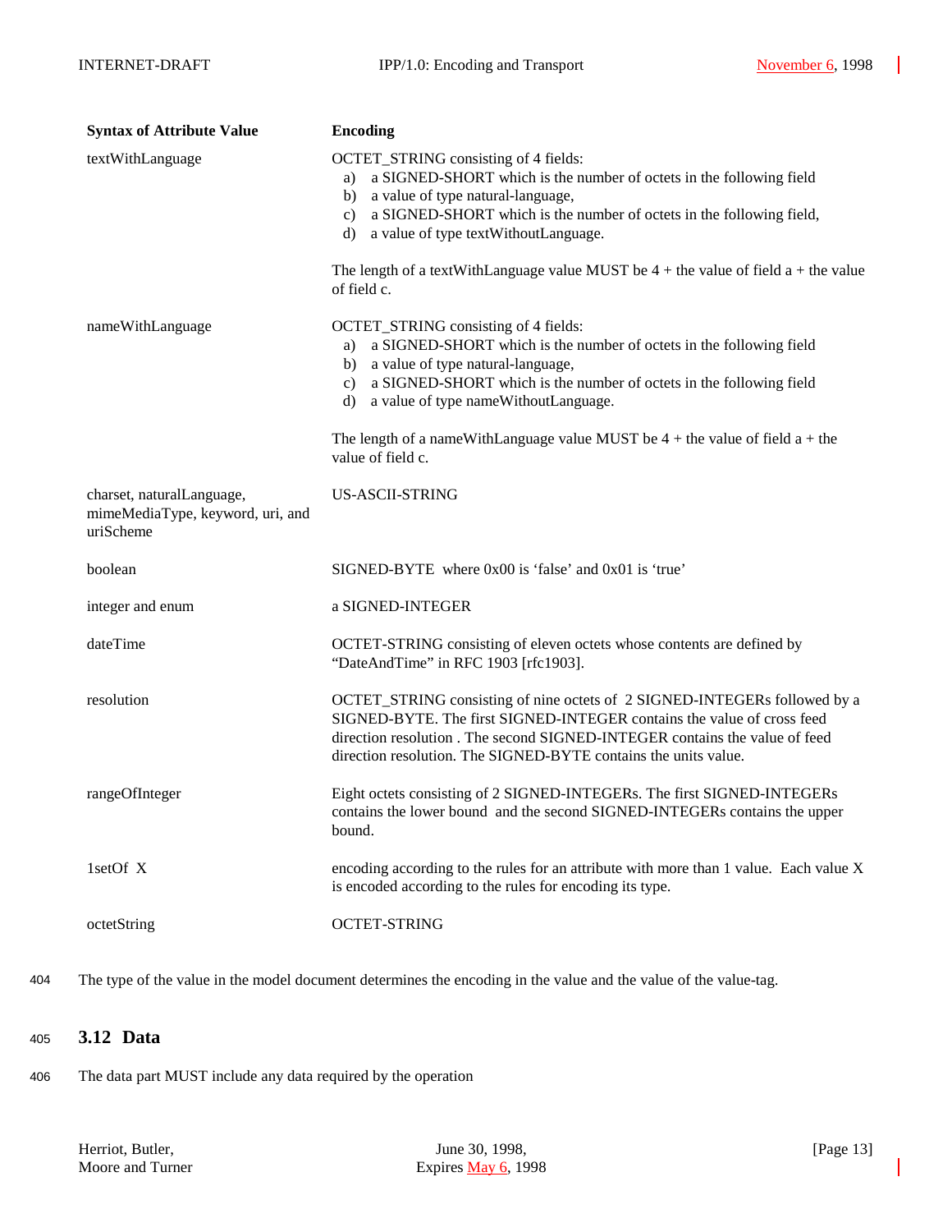| Syntax of Attribute Value | Encoding |
|---|---|
| textWithLanguage | OCTET_STRING consisting of 4 fields: a) a SIGNED-SHORT which is the number of octets in the following field b) a value of type natural-language, c) a SIGNED-SHORT which is the number of octets in the following field, d) a value of type textWithoutLanguage. The length of a textWithLanguage value MUST be 4 + the value of field a + the value of field c. |
| nameWithLanguage | OCTET_STRING consisting of 4 fields: a) a SIGNED-SHORT which is the number of octets in the following field b) a value of type natural-language, c) a SIGNED-SHORT which is the number of octets in the following field d) a value of type nameWithoutLanguage. The length of a nameWithLanguage value MUST be 4 + the value of field a + the value of field c. |
| charset, naturalLanguage, mimeMediaType, keyword, uri, and uriScheme | US-ASCII-STRING |
| boolean | SIGNED-BYTE where 0x00 is 'false' and 0x01 is 'true' |
| integer and enum | a SIGNED-INTEGER |
| dateTime | OCTET-STRING consisting of eleven octets whose contents are defined by "DateAndTime" in RFC 1903 [rfc1903]. |
| resolution | OCTET_STRING consisting of nine octets of 2 SIGNED-INTEGERs followed by a SIGNED-BYTE. The first SIGNED-INTEGER contains the value of cross feed direction resolution . The second SIGNED-INTEGER contains the value of feed direction resolution. The SIGNED-BYTE contains the units value. |
| rangeOfInteger | Eight octets consisting of 2 SIGNED-INTEGERs. The first SIGNED-INTEGERs contains the lower bound and the second SIGNED-INTEGERs contains the upper bound. |
| 1setOf X | encoding according to the rules for an attribute with more than 1 value. Each value X is encoded according to the rules for encoding its type. |
| octetString | OCTET-STRING |

The type of the value in the model document determines the encoding in the value and the value of the value-tag.

## 3.12 Data

The data part MUST include any data required by the operation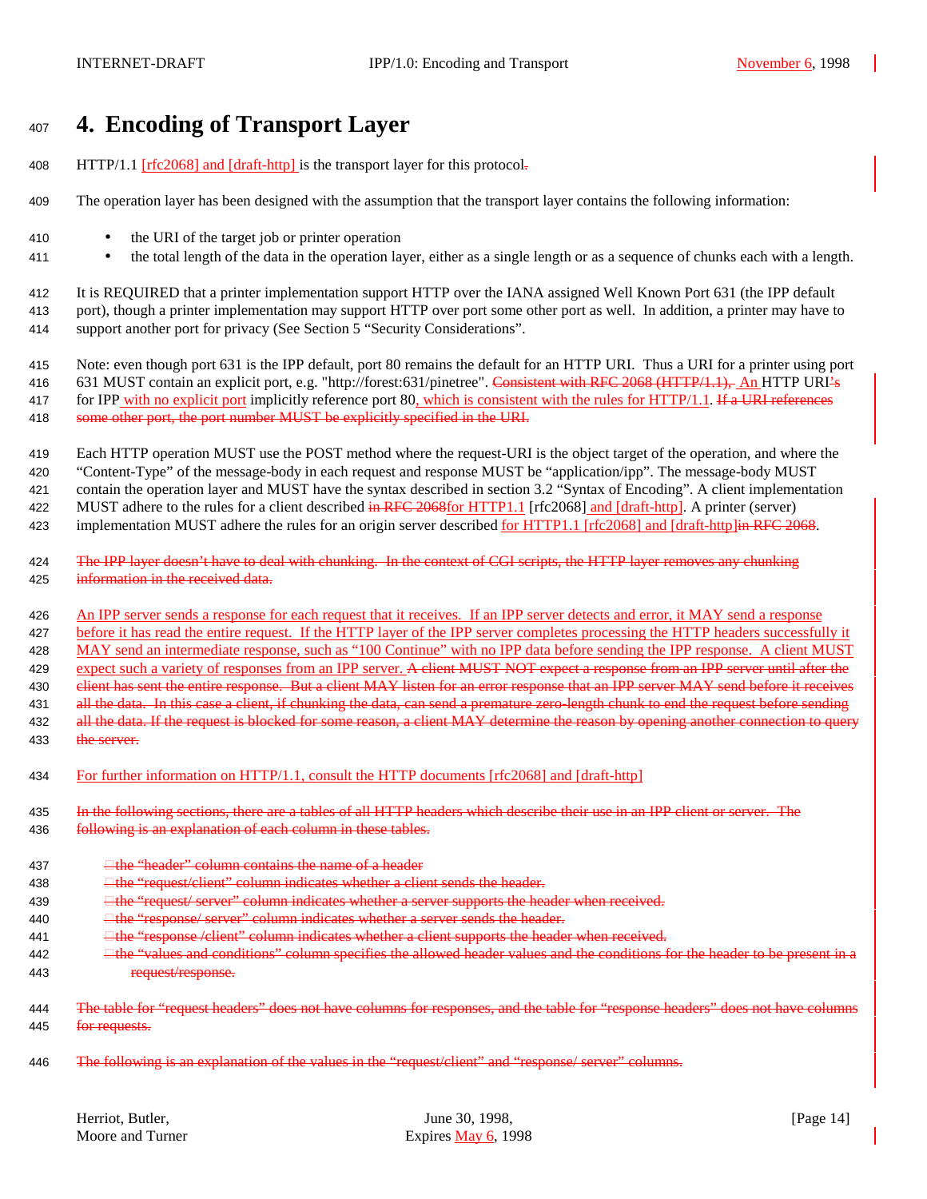# 4. Encoding of Transport Layer

HTTP/1.1 [rfc2068] and [draft-http] is the transport layer for this protocol.

The operation layer has been designed with the assumption that the transport layer contains the following information:

- the URI of the target job or printer operation
- the total length of the data in the operation layer, either as a single length or as a sequence of chunks each with a length.

It is REQUIRED that a printer implementation support HTTP over the IANA assigned Well Known Port 631 (the IPP default port), though a printer implementation may support HTTP over port some other port as well. In addition, a printer may have to support another port for privacy (See Section 5 "Security Considerations".

Note: even though port 631 is the IPP default, port 80 remains the default for an HTTP URI. Thus a URI for a printer using port 631 MUST contain an explicit port, e.g. "http://forest:631/pinetree". ~~Consistent with RFC 2068 (HTTP/1.1),~~ An HTTP URI~~'s~~ for IPP with no explicit port implicitly reference port 80, which is consistent with the rules for HTTP/1.1. ~~If a URI references some other port, the port number MUST be explicitly specified in the URI.~~

Each HTTP operation MUST use the POST method where the request-URI is the object target of the operation, and where the "Content-Type" of the message-body in each request and response MUST be "application/ipp". The message-body MUST contain the operation layer and MUST have the syntax described in section 3.2 "Syntax of Encoding". A client implementation MUST adhere to the rules for a client described ~~in RFC 2068~~for HTTP1.1 [rfc2068] and [draft-http]. A printer (server) implementation MUST adhere the rules for an origin server described for HTTP1.1 [rfc2068] and [draft-http]~~in RFC 2068~~.

~~The IPP layer doesn't have to deal with chunking. In the context of CGI scripts, the HTTP layer removes any chunking information in the received data.~~

An IPP server sends a response for each request that it receives. If an IPP server detects and error, it MAY send a response before it has read the entire request. If the HTTP layer of the IPP server completes processing the HTTP headers successfully it MAY send an intermediate response, such as "100 Continue" with no IPP data before sending the IPP response. A client MUST expect such a variety of responses from an IPP server. ~~A client MUST NOT expect a response from an IPP server until after the client has sent the entire response. But a client MAY listen for an error response that an IPP server MAY send before it receives all the data. In this case a client, if chunking the data, can send a premature zero-length chunk to end the request before sending all the data. If the request is blocked for some reason, a client MAY determine the reason by opening another connection to query the server.~~

For further information on HTTP/1.1, consult the HTTP documents [rfc2068] and [draft-http]

~~In the following sections, there are a tables of all HTTP headers which describe their use in an IPP client or server. The following is an explanation of each column in these tables.~~

- ~~the "header" column contains the name of a header~~
- ~~the "request/client" column indicates whether a client sends the header.~~
- ~~the "request/ server" column indicates whether a server supports the header when received.~~
- ~~the "response/ server" column indicates whether a server sends the header.~~
- ~~the "response /client" column indicates whether a client supports the header when received.~~
- ~~the "values and conditions" column specifies the allowed header values and the conditions for the header to be present in a request/response.~~

~~The table for "request headers" does not have columns for responses, and the table for "response headers" does not have columns for requests.~~

~~The following is an explanation of the values in the "request/client" and "response/ server" columns.~~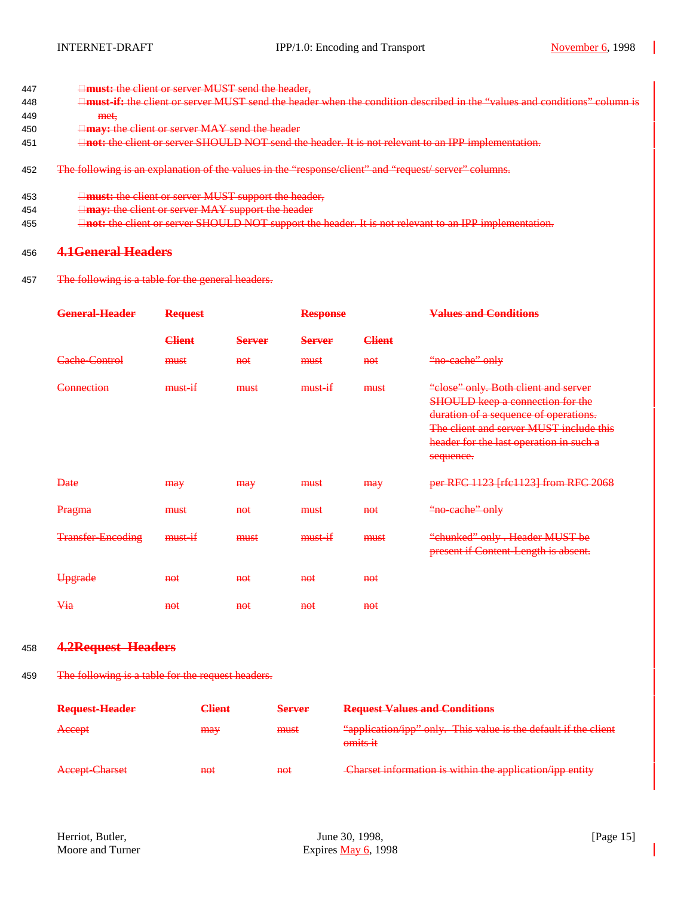- **must:** the client or server MUST send the header,
- **must-if:** the client or server MUST send the header when the condition described in the "values and conditions" column is met,
- **may:** the client or server MAY send the header
- **not:** the client or server SHOULD NOT send the header. It is not relevant to an IPP implementation.

The following is an explanation of the values in the "response/client" and "request/ server" columns.

- **must:** the client or server MUST support the header,
- **may:** the client or server MAY support the header
- **not:** the client or server SHOULD NOT support the header. It is not relevant to an IPP implementation.

## 4.1 General Headers

The following is a table for the general headers.

| General-Header | Request | | Response | | Values and Conditions |
|---|---|---|---|---|---|
| | Client | Server | Server | Client | |
| Cache-Control | must | not | must | not | "no-cache" only |
| Connection | must-if | must | must-if | must | "close" only. Both client and server SHOULD keep a connection for the duration of a sequence of operations. The client and server MUST include this header for the last operation in such a sequence. |
| Date | may | may | must | may | per RFC 1123 [rfc1123] from RFC 2068 |
| Pragma | must | not | must | not | "no-cache" only |
| Transfer-Encoding | must-if | must | must-if | must | "chunked" only . Header MUST be present if Content-Length is absent. |
| Upgrade | not | not | not | not | |
| Via | not | not | not | not | |

## 4.2 Request Headers

The following is a table for the request headers.

| Request-Header | Client | Server | Request Values and Conditions |
|---|---|---|---|
| Accept | may | must | "application/ipp" only. This value is the default if the client omits it |
| Accept-Charset | not | not | Charset information is within the application/ipp entity |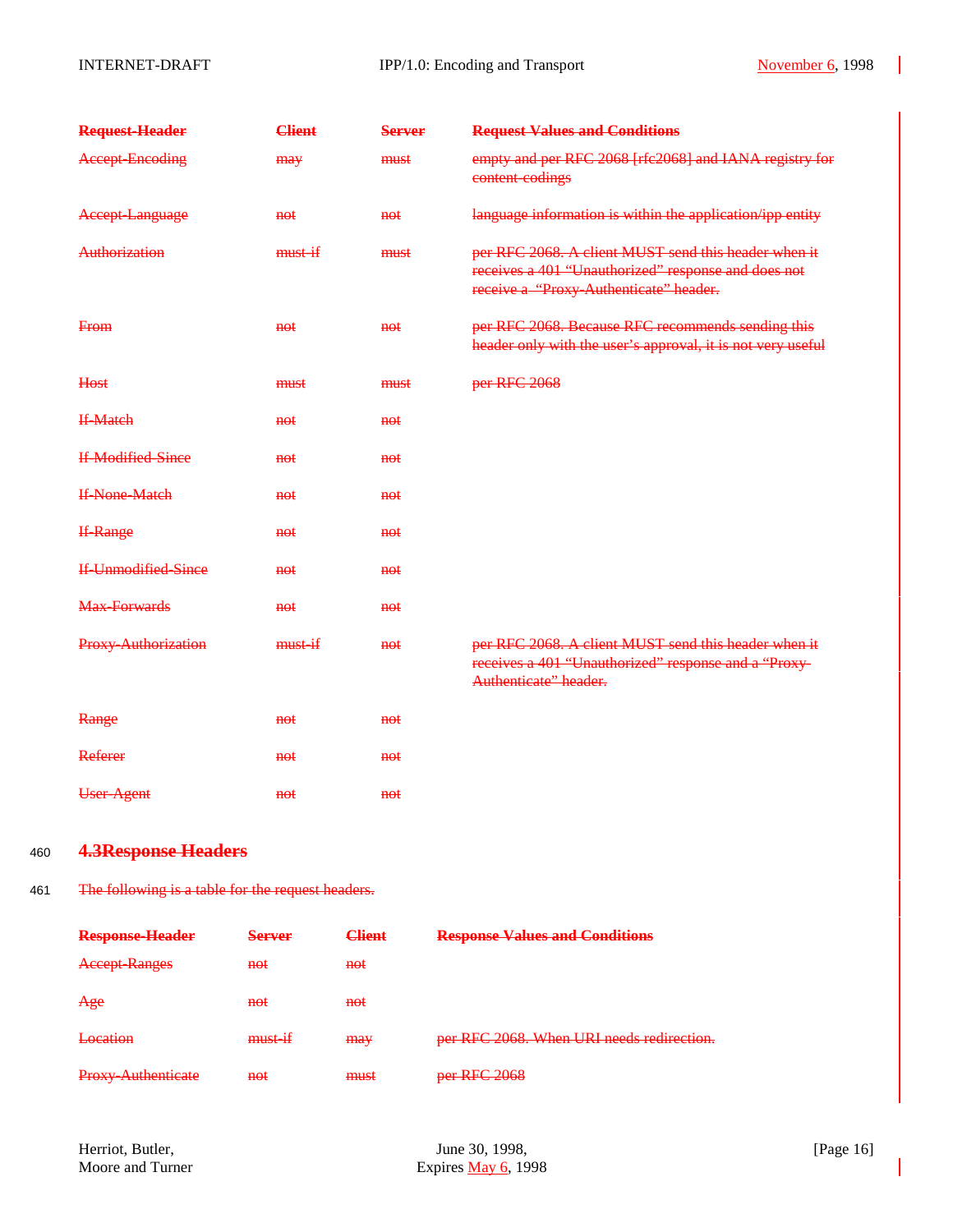| Request-Header | Client | Server | Request Values and Conditions |
| --- | --- | --- | --- |
| Accept-Encoding | may | must | empty and per RFC 2068 [rfc2068] and IANA registry for content-codings |
| Accept-Language | not | not | language information is within the application/ipp entity |
| Authorization | must-if | must | per RFC 2068. A client MUST send this header when it receives a 401 "Unauthorized" response and does not receive a "Proxy-Authenticate" header. |
| From | not | not | per RFC 2068. Because RFC recommends sending this header only with the user's approval, it is not very useful |
| Host | must | must | per RFC 2068 |
| If-Match | not | not | |
| If-Modified-Since | not | not | |
| If-None-Match | not | not | |
| If-Range | not | not | |
| If-Unmodified-Since | not | not | |
| Max-Forwards | not | not | |
| Proxy-Authorization | must-if | not | per RFC 2068. A client MUST send this header when it receives a 401 "Unauthorized" response and a "Proxy-Authenticate" header. |
| Range | not | not | |
| Referer | not | not | |
| User-Agent | not | not | |

## 4.3 Response Headers

The following is a table for the request headers.

| Response-Header | Server | Client | Response Values and Conditions |
| --- | --- | --- | --- |
| Accept-Ranges | not | not | |
| Age | not | not | |
| Location | must-if | may | per RFC 2068. When URI needs redirection. |
| Proxy-Authenticate | not | must | per RFC 2068 |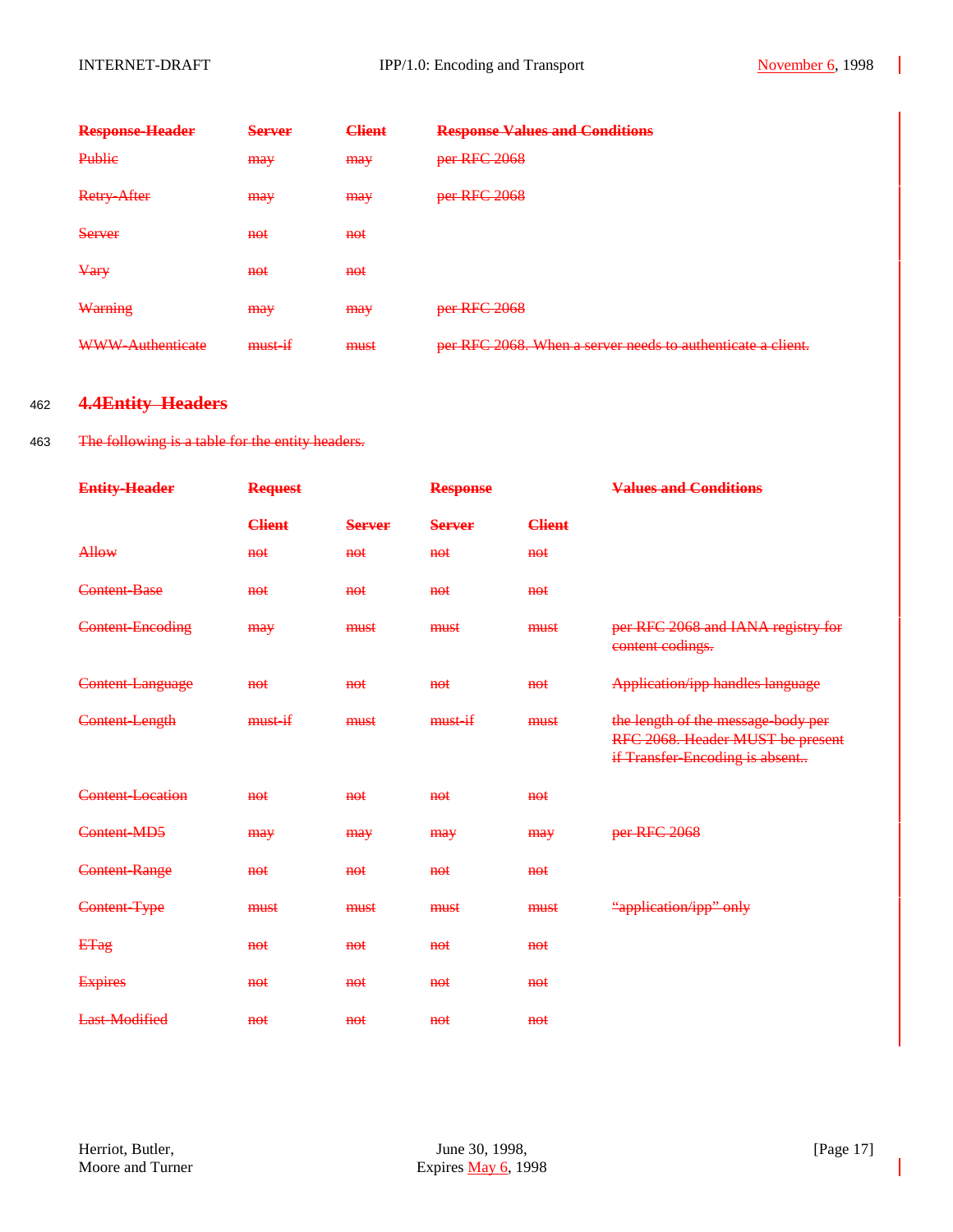| Response-Header | Server | Client | Response Values and Conditions |
|---|---|---|---|
| Public | may | may | per RFC 2068 |
| Retry-After | may | may | per RFC 2068 |
| Server | not | not | |
| Vary | not | not | |
| Warning | may | may | per RFC 2068 |
| WWW-Authenticate | must-if | must | per RFC 2068. When a server needs to authenticate a client. |

462 **4.4Entity Headers**

463 The following is a table for the entity headers.

| Entity-Header | Request | | Response | | Values and Conditions |
|---|---|---|---|---|---|
| | Client | Server | Server | Client | |
| Allow | not | not | not | not | |
| Content-Base | not | not | not | not | |
| Content-Encoding | may | must | must | must | per RFC 2068 and IANA registry for content codings. |
| Content-Language | not | not | not | not | Application/ipp handles language |
| Content-Length | must-if | must | must-if | must | the length of the message-body per RFC 2068. Header MUST be present if Transfer-Encoding is absent.. |
| Content-Location | not | not | not | not | |
| Content-MD5 | may | may | may | may | per RFC 2068 |
| Content-Range | not | not | not | not | |
| Content-Type | must | must | must | must | "application/ipp" only |
| ETag | not | not | not | not | |
| Expires | not | not | not | not | |
| Last-Modified | not | not | not | not | |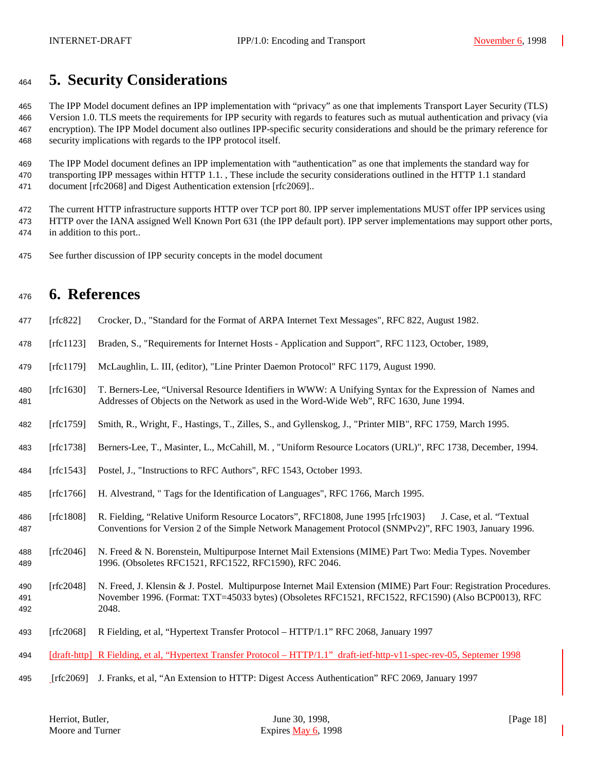# 5. Security Considerations

The IPP Model document defines an IPP implementation with "privacy" as one that implements Transport Layer Security (TLS) Version 1.0. TLS meets the requirements for IPP security with regards to features such as mutual authentication and privacy (via encryption). The IPP Model document also outlines IPP-specific security considerations and should be the primary reference for security implications with regards to the IPP protocol itself.

The IPP Model document defines an IPP implementation with "authentication" as one that implements the standard way for transporting IPP messages within HTTP 1.1. , These include the security considerations outlined in the HTTP 1.1 standard document [rfc2068] and Digest Authentication extension [rfc2069]..

The current HTTP infrastructure supports HTTP over TCP port 80. IPP server implementations MUST offer IPP services using HTTP over the IANA assigned Well Known Port 631 (the IPP default port). IPP server implementations may support other ports, in addition to this port..

See further discussion of IPP security concepts in the model document

# 6. References

[rfc822] Crocker, D., "Standard for the Format of ARPA Internet Text Messages", RFC 822, August 1982.

[rfc1123] Braden, S., "Requirements for Internet Hosts - Application and Support", RFC 1123, October, 1989,

[rfc1179] McLaughlin, L. III, (editor), "Line Printer Daemon Protocol" RFC 1179, August 1990.

[rfc1630] T. Berners-Lee, "Universal Resource Identifiers in WWW: A Unifying Syntax for the Expression of Names and Addresses of Objects on the Network as used in the Word-Wide Web", RFC 1630, June 1994.

[rfc1759] Smith, R., Wright, F., Hastings, T., Zilles, S., and Gyllenskog, J., "Printer MIB", RFC 1759, March 1995.

[rfc1738] Berners-Lee, T., Masinter, L., McCahill, M. , "Uniform Resource Locators (URL)", RFC 1738, December, 1994.

[rfc1543] Postel, J., "Instructions to RFC Authors", RFC 1543, October 1993.

[rfc1766] H. Alvestrand, " Tags for the Identification of Languages", RFC 1766, March 1995.

[rfc1808] R. Fielding, "Relative Uniform Resource Locators", RFC1808, June 1995 [rfc1903} J. Case, et al. "Textual Conventions for Version 2 of the Simple Network Management Protocol (SNMPv2)", RFC 1903, January 1996.

[rfc2046] N. Freed & N. Borenstein, Multipurpose Internet Mail Extensions (MIME) Part Two: Media Types. November 1996. (Obsoletes RFC1521, RFC1522, RFC1590), RFC 2046.

[rfc2048] N. Freed, J. Klensin & J. Postel. Multipurpose Internet Mail Extension (MIME) Part Four: Registration Procedures. November 1996. (Format: TXT=45033 bytes) (Obsoletes RFC1521, RFC1522, RFC1590) (Also BCP0013), RFC 2048.

[rfc2068] R Fielding, et al, "Hypertext Transfer Protocol – HTTP/1.1" RFC 2068, January 1997

[draft-http] R Fielding, et al, "Hypertext Transfer Protocol – HTTP/1.1" draft-ietf-http-v11-spec-rev-05, Septemer 1998

[rfc2069] J. Franks, et al, "An Extension to HTTP: Digest Access Authentication" RFC 2069, January 1997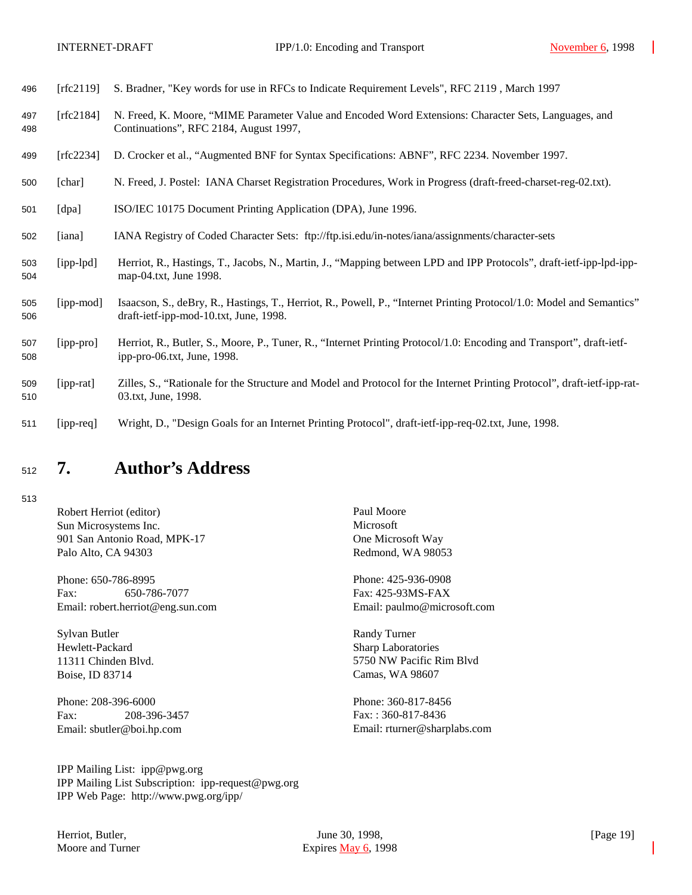[rfc2119] S. Bradner, "Key words for use in RFCs to Indicate Requirement Levels", RFC 2119 , March 1997

[rfc2184] N. Freed, K. Moore, "MIME Parameter Value and Encoded Word Extensions: Character Sets, Languages, and Continuations", RFC 2184, August 1997,

[rfc2234] D. Crocker et al., "Augmented BNF for Syntax Specifications: ABNF", RFC 2234. November 1997.

[char] N. Freed, J. Postel: IANA Charset Registration Procedures, Work in Progress (draft-freed-charset-reg-02.txt).

[dpa] ISO/IEC 10175 Document Printing Application (DPA), June 1996.

[iana] IANA Registry of Coded Character Sets: ftp://ftp.isi.edu/in-notes/iana/assignments/character-sets

[ipp-lpd] Herriot, R., Hastings, T., Jacobs, N., Martin, J., "Mapping between LPD and IPP Protocols", draft-ietf-ipp-lpd-ipp-map-04.txt, June 1998.

[ipp-mod] Isaacson, S., deBry, R., Hastings, T., Herriot, R., Powell, P., "Internet Printing Protocol/1.0: Model and Semantics" draft-ietf-ipp-mod-10.txt, June, 1998.

[ipp-pro] Herriot, R., Butler, S., Moore, P., Tuner, R., "Internet Printing Protocol/1.0: Encoding and Transport", draft-ietf-ipp-pro-06.txt, June, 1998.

[ipp-rat] Zilles, S., "Rationale for the Structure and Model and Protocol for the Internet Printing Protocol", draft-ietf-ipp-rat-03.txt, June, 1998.

[ipp-req] Wright, D., "Design Goals for an Internet Printing Protocol", draft-ietf-ipp-req-02.txt, June, 1998.

# 7. Author's Address

Robert Herriot (editor)
Sun Microsystems Inc.
901 San Antonio Road, MPK-17
Palo Alto, CA 94303

Phone: 650-786-8995
Fax: 650-786-7077
Email: robert.herriot@eng.sun.com

Sylvan Butler
Hewlett-Packard
11311 Chinden Blvd.
Boise, ID 83714

Phone: 208-396-6000
Fax: 208-396-3457
Email: sbutler@boi.hp.com

Paul Moore
Microsoft
One Microsoft Way
Redmond, WA 98053

Phone: 425-936-0908
Fax: 425-93MS-FAX
Email: paulmo@microsoft.com

Randy Turner
Sharp Laboratories
5750 NW Pacific Rim Blvd
Camas, WA 98607

Phone: 360-817-8456
Fax: : 360-817-8436
Email: rturner@sharplabs.com

IPP Mailing List: ipp@pwg.org
IPP Mailing List Subscription: ipp-request@pwg.org
IPP Web Page: http://www.pwg.org/ipp/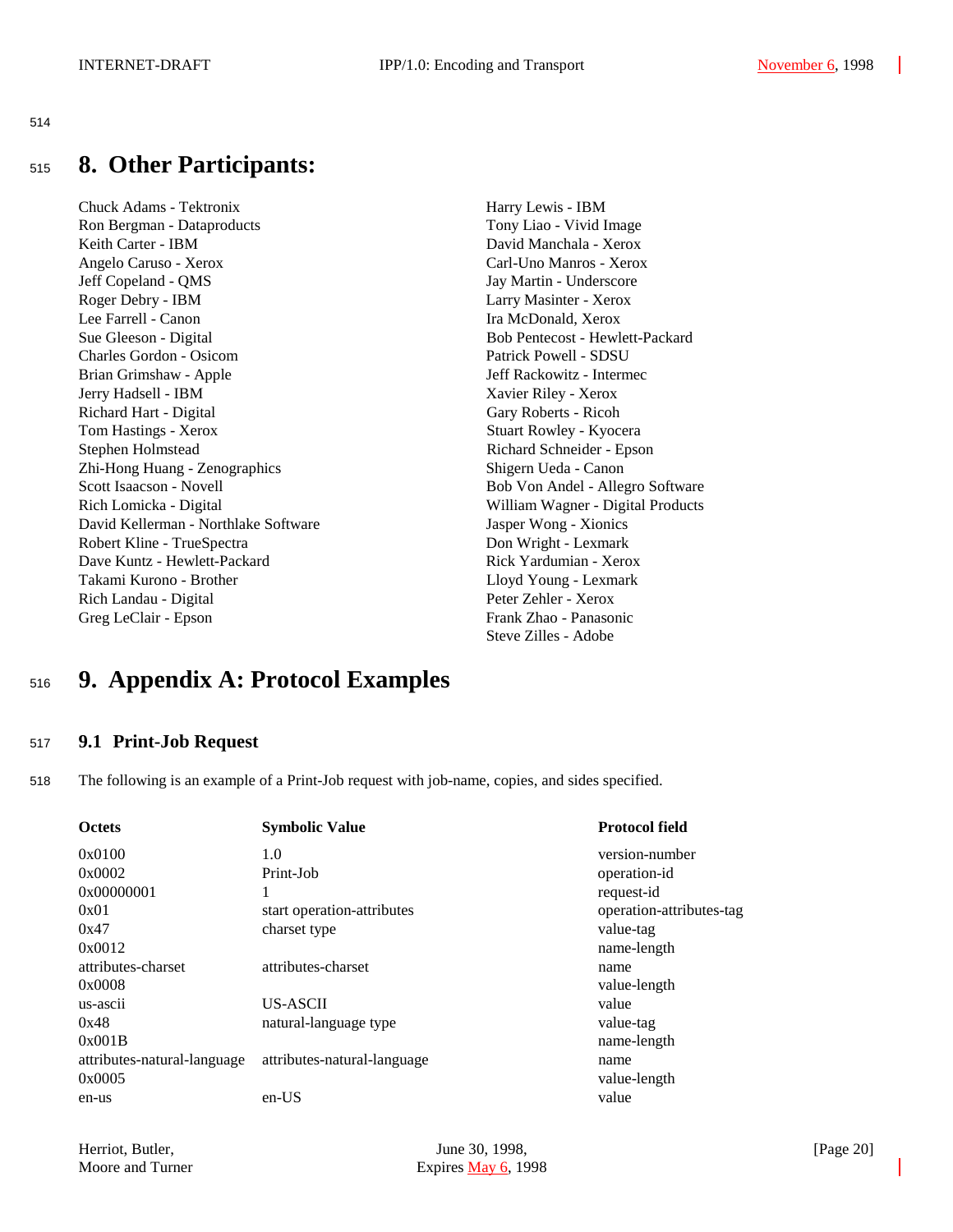# 8. Other Participants:

Chuck Adams - Tektronix
Ron Bergman - Dataproducts
Keith Carter - IBM
Angelo Caruso - Xerox
Jeff Copeland - QMS
Roger Debry - IBM
Lee Farrell - Canon
Sue Gleeson - Digital
Charles Gordon - Osicom
Brian Grimshaw - Apple
Jerry Hadsell - IBM
Richard Hart - Digital
Tom Hastings - Xerox
Stephen Holmstead
Zhi-Hong Huang - Zenographics
Scott Isaacson - Novell
Rich Lomicka - Digital
David Kellerman - Northlake Software
Robert Kline - TrueSpectra
Dave Kuntz - Hewlett-Packard
Takami Kurono - Brother
Rich Landau - Digital
Greg LeClair - Epson
Harry Lewis - IBM
Tony Liao - Vivid Image
David Manchala - Xerox
Carl-Uno Manros - Xerox
Jay Martin - Underscore
Larry Masinter - Xerox
Ira McDonald, Xerox
Bob Pentecost - Hewlett-Packard
Patrick Powell - SDSU
Jeff Rackowitz - Intermec
Xavier Riley - Xerox
Gary Roberts - Ricoh
Stuart Rowley - Kyocera
Richard Schneider - Epson
Shigern Ueda - Canon
Bob Von Andel - Allegro Software
William Wagner - Digital Products
Jasper Wong - Xionics
Don Wright - Lexmark
Rick Yardumian - Xerox
Lloyd Young - Lexmark
Peter Zehler - Xerox
Frank Zhao - Panasonic
Steve Zilles - Adobe

# 9. Appendix A: Protocol Examples

## 9.1 Print-Job Request

The following is an example of a Print-Job request with job-name, copies, and sides specified.

| Octets | Symbolic Value | Protocol field |
|---|---|---|
| 0x0100 | 1.0 | version-number |
| 0x0002 | Print-Job | operation-id |
| 0x00000001 | 1 | request-id |
| 0x01 | start operation-attributes | operation-attributes-tag |
| 0x47 | charset type | value-tag |
| 0x0012 | | name-length |
| attributes-charset | attributes-charset | name |
| 0x0008 | | value-length |
| us-ascii | US-ASCII | value |
| 0x48 | natural-language type | value-tag |
| 0x001B | | name-length |
| attributes-natural-language | attributes-natural-language | name |
| 0x0005 | | value-length |
| en-us | en-US | value |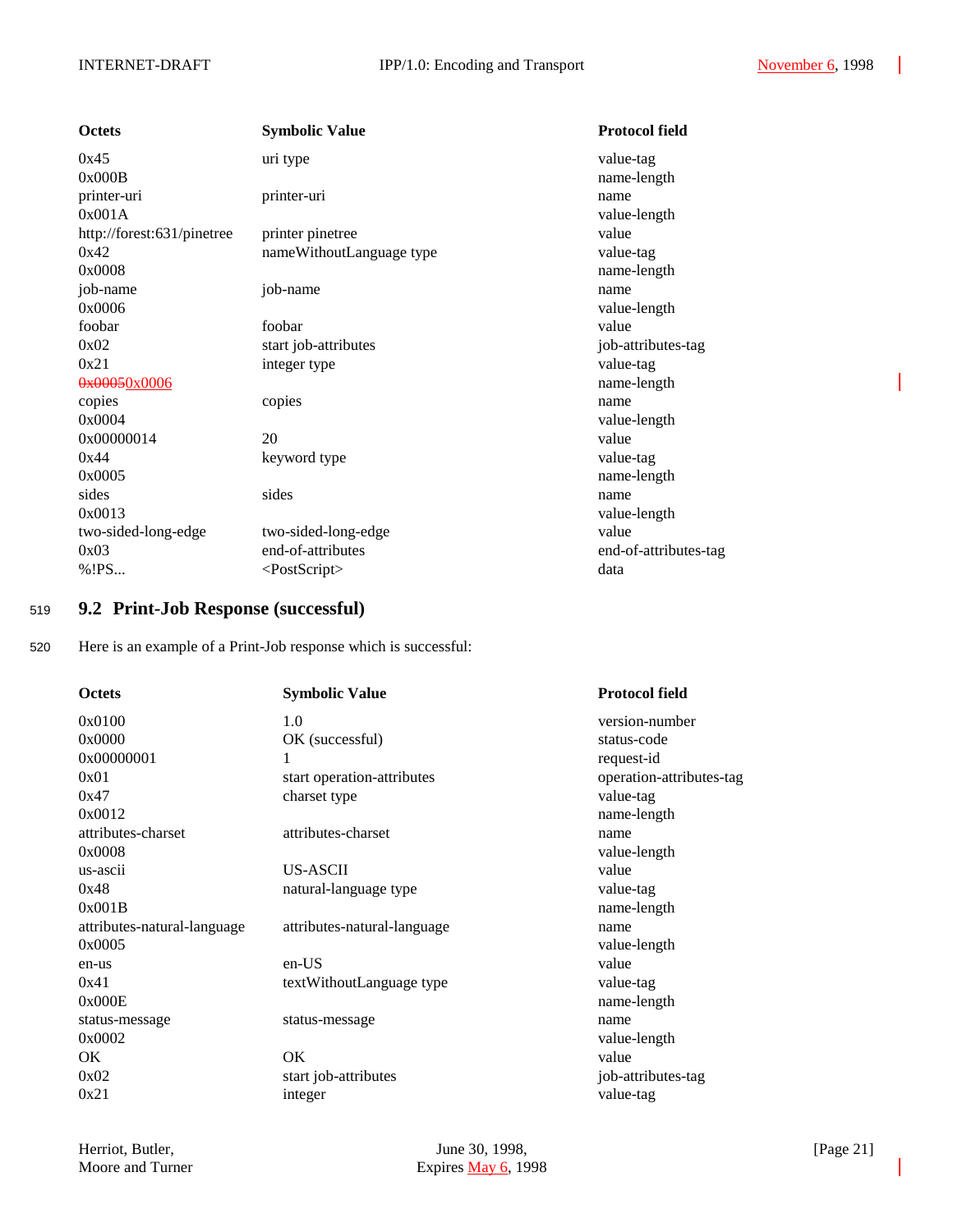| Octets | Symbolic Value | Protocol field |
|---|---|---|
| 0x45 | uri type | value-tag |
| 0x000B | | name-length |
| printer-uri | printer-uri | name |
| 0x001A | | value-length |
| http://forest:631/pinetree | printer pinetree | value |
| 0x42 | nameWithoutLanguage type | value-tag |
| 0x0008 | | name-length |
| job-name | job-name | name |
| 0x0006 | | value-length |
| foobar | foobar | value |
| 0x02 | start job-attributes | job-attributes-tag |
| 0x21 | integer type | value-tag |
| ~~0x0005~~0x0006 | | name-length |
| copies | copies | name |
| 0x0004 | | value-length |
| 0x00000014 | 20 | value |
| 0x44 | keyword type | value-tag |
| 0x0005 | | name-length |
| sides | sides | name |
| 0x0013 | | value-length |
| two-sided-long-edge | two-sided-long-edge | value |
| 0x03 | end-of-attributes | end-of-attributes-tag |
| %!PS... | <PostScript> | data |

## 9.2 Print-Job Response (successful)

Here is an example of a Print-Job response which is successful:

| Octets | Symbolic Value | Protocol field |
|---|---|---|
| 0x0100 | 1.0 | version-number |
| 0x0000 | OK (successful) | status-code |
| 0x00000001 | 1 | request-id |
| 0x01 | start operation-attributes | operation-attributes-tag |
| 0x47 | charset type | value-tag |
| 0x0012 | | name-length |
| attributes-charset | attributes-charset | name |
| 0x0008 | | value-length |
| us-ascii | US-ASCII | value |
| 0x48 | natural-language type | value-tag |
| 0x001B | | name-length |
| attributes-natural-language | attributes-natural-language | name |
| 0x0005 | | value-length |
| en-us | en-US | value |
| 0x41 | textWithoutLanguage type | value-tag |
| 0x000E | | name-length |
| status-message | status-message | name |
| 0x0002 | | value-length |
| OK | OK | value |
| 0x02 | start job-attributes | job-attributes-tag |
| 0x21 | integer | value-tag |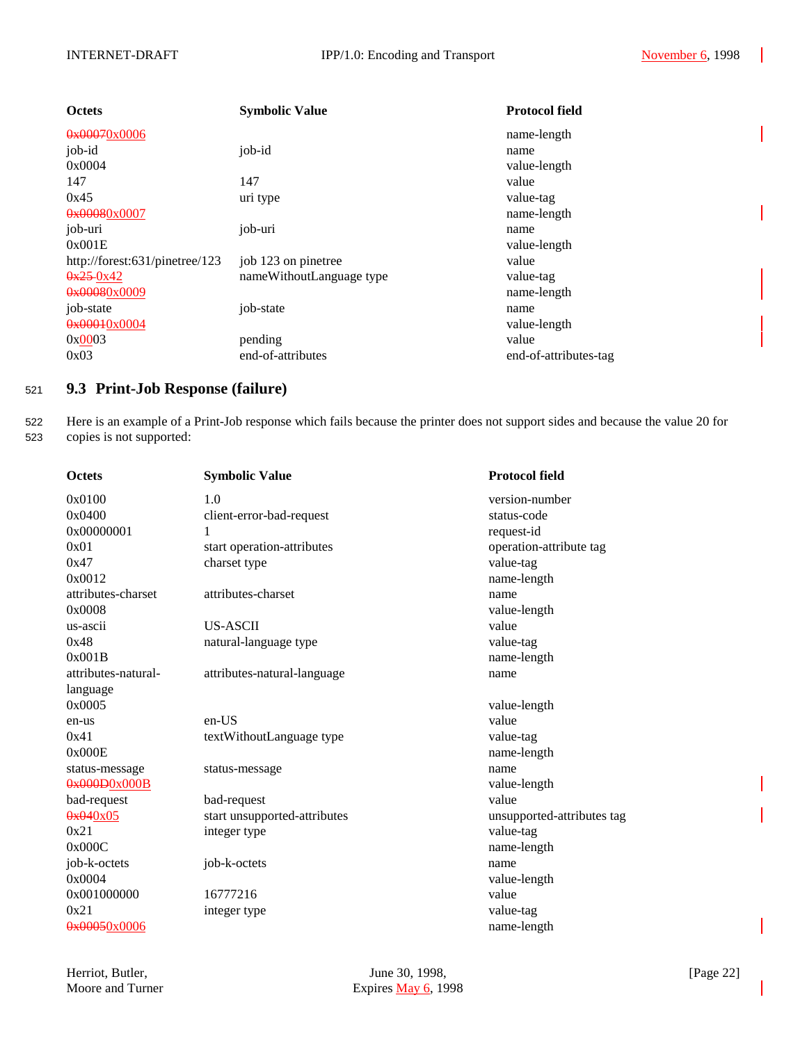| Octets | Symbolic Value | Protocol field |
|---|---|---|
| ~~0x0007~~0x0006 | | name-length |
| job-id | job-id | name |
| 0x0004 | | value-length |
| 147 | 147 | value |
| 0x45 | uri type | value-tag |
| ~~0x0008~~0x0007 | | name-length |
| job-uri | job-uri | name |
| 0x001E | | value-length |
| http://forest:631/pinetree/123 | job 123 on pinetree | value |
| ~~0x25~~ 0x42 | nameWithoutLanguage type | value-tag |
| ~~0x0008~~0x0009 | | name-length |
| job-state | job-state | name |
| ~~0x0001~~0x0004 | | value-length |
| 0x0003 | pending | value |
| 0x03 | end-of-attributes | end-of-attributes-tag |

## 9.3 Print-Job Response (failure)

Here is an example of a Print-Job response which fails because the printer does not support sides and because the value 20 for copies is not supported:

| Octets | Symbolic Value | Protocol field |
|---|---|---|
| 0x0100 | 1.0 | version-number |
| 0x0400 | client-error-bad-request | status-code |
| 0x00000001 | 1 | request-id |
| 0x01 | start operation-attributes | operation-attribute tag |
| 0x47 | charset type | value-tag |
| 0x0012 | | name-length |
| attributes-charset | attributes-charset | name |
| 0x0008 | | value-length |
| us-ascii | US-ASCII | value |
| 0x48 | natural-language type | value-tag |
| 0x001B | | name-length |
| attributes-natural-language | attributes-natural-language | name |
| 0x0005 | | value-length |
| en-us | en-US | value |
| 0x41 | textWithoutLanguage type | value-tag |
| 0x000E | | name-length |
| status-message | status-message | name |
| ~~0x000D~~0x000B | | value-length |
| bad-request | bad-request | value |
| ~~0x04~~0x05 | start unsupported-attributes | unsupported-attributes tag |
| 0x21 | integer type | value-tag |
| 0x000C | | name-length |
| job-k-octets | job-k-octets | name |
| 0x0004 | | value-length |
| 0x001000000 | 16777216 | value |
| 0x21 | integer type | value-tag |
| ~~0x0005~~0x0006 | | name-length |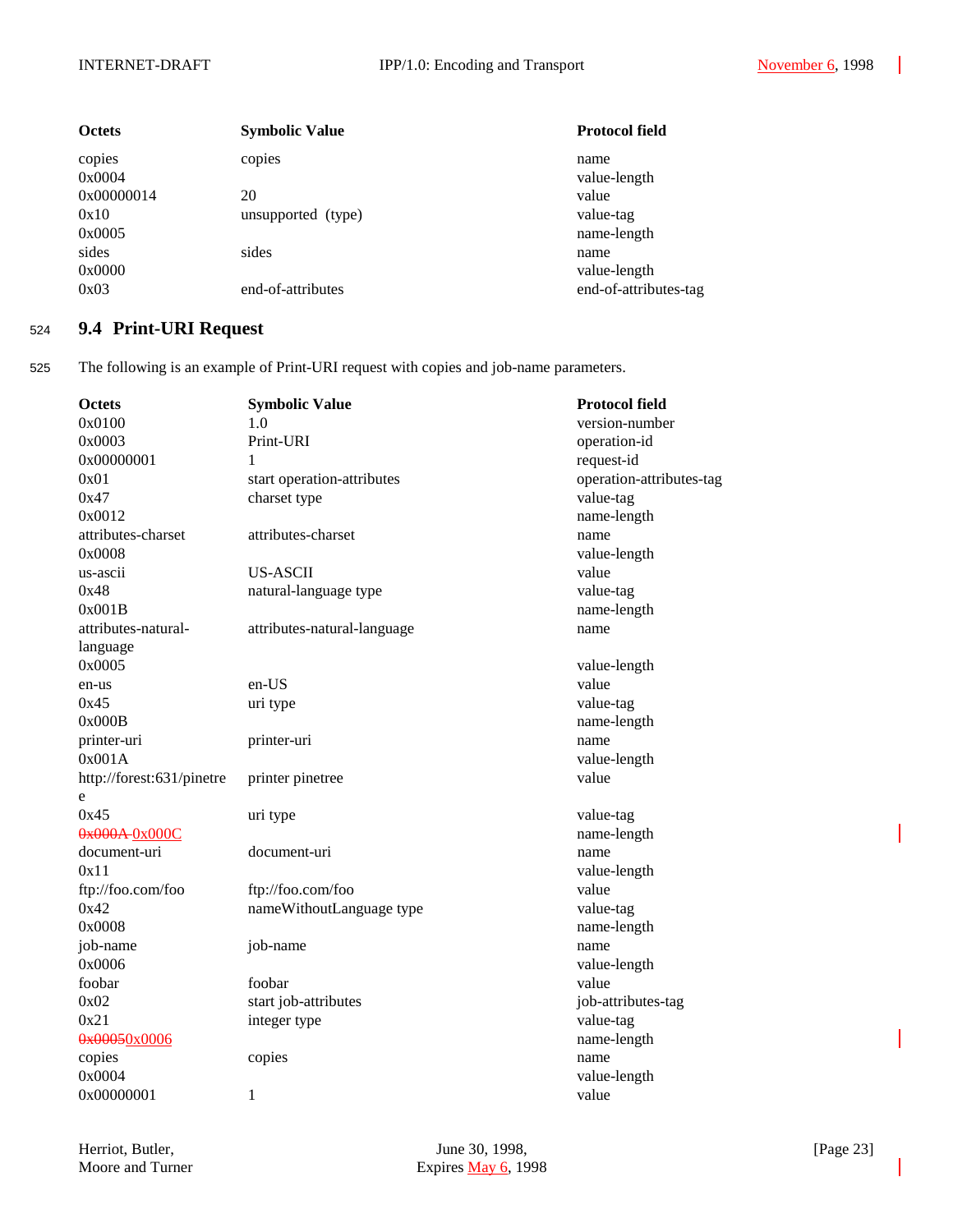| Octets | Symbolic Value | Protocol field |
|---|---|---|
| copies | copies | name |
| 0x0004 | | value-length |
| 0x00000014 | 20 | value |
| 0x10 | unsupported (type) | value-tag |
| 0x0005 | | name-length |
| sides | sides | name |
| 0x0000 | | value-length |
| 0x03 | end-of-attributes | end-of-attributes-tag |

## 9.4 Print-URI Request

The following is an example of Print-URI request with copies and job-name parameters.

| Octets | Symbolic Value | Protocol field |
|---|---|---|
| 0x0100 | 1.0 | version-number |
| 0x0003 | Print-URI | operation-id |
| 0x00000001 | 1 | request-id |
| 0x01 | start operation-attributes | operation-attributes-tag |
| 0x47 | charset type | value-tag |
| 0x0012 | | name-length |
| attributes-charset | attributes-charset | name |
| 0x0008 | | value-length |
| us-ascii | US-ASCII | value |
| 0x48 | natural-language type | value-tag |
| 0x001B | | name-length |
| attributes-natural-language | attributes-natural-language | name |
| 0x0005 | | value-length |
| en-us | en-US | value |
| 0x45 | uri type | value-tag |
| 0x000B | | name-length |
| printer-uri | printer-uri | name |
| 0x001A | | value-length |
| http://forest:631/pinetree | printer pinetree | value |
| 0x45 | uri type | value-tag |
| ~~0x000A~~ 0x000C | | name-length |
| document-uri | document-uri | name |
| 0x11 | | value-length |
| ftp://foo.com/foo | ftp://foo.com/foo | value |
| 0x42 | nameWithoutLanguage type | value-tag |
| 0x0008 | | name-length |
| job-name | job-name | name |
| 0x0006 | | value-length |
| foobar | foobar | value |
| 0x02 | start job-attributes | job-attributes-tag |
| 0x21 | integer type | value-tag |
| ~~0x0005~~0x0006 | | name-length |
| copies | copies | name |
| 0x0004 | | value-length |
| 0x00000001 | 1 | value |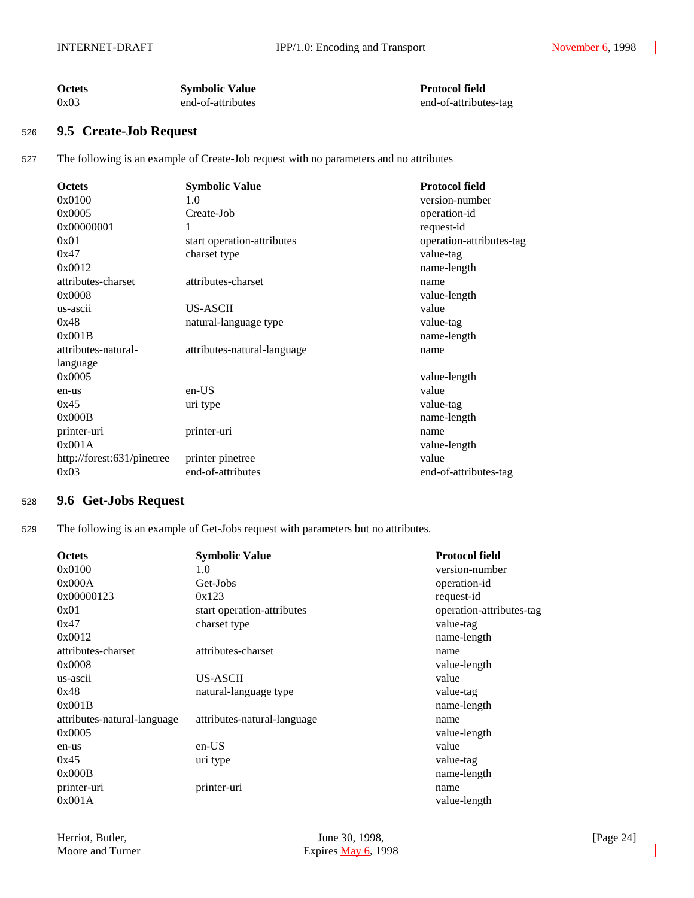| Octets | Symbolic Value | Protocol field |
|---|---|---|
| 0x03 | end-of-attributes | end-of-attributes-tag |

## 9.5 Create-Job Request

The following is an example of Create-Job request with no parameters and no attributes

| Octets | Symbolic Value | Protocol field |
|---|---|---|
| 0x0100 | 1.0 | version-number |
| 0x0005 | Create-Job | operation-id |
| 0x00000001 | 1 | request-id |
| 0x01 | start operation-attributes | operation-attributes-tag |
| 0x47 | charset type | value-tag |
| 0x0012 | | name-length |
| attributes-charset | attributes-charset | name |
| 0x0008 | | value-length |
| us-ascii | US-ASCII | value |
| 0x48 | natural-language type | value-tag |
| 0x001B | | name-length |
| attributes-natural-language | attributes-natural-language | name |
| 0x0005 | | value-length |
| en-us | en-US | value |
| 0x45 | uri type | value-tag |
| 0x000B | | name-length |
| printer-uri | printer-uri | name |
| 0x001A | | value-length |
| http://forest:631/pinetree | printer pinetree | value |
| 0x03 | end-of-attributes | end-of-attributes-tag |

## 9.6 Get-Jobs Request

The following is an example of Get-Jobs request with parameters but no attributes.

| Octets | Symbolic Value | Protocol field |
|---|---|---|
| 0x0100 | 1.0 | version-number |
| 0x000A | Get-Jobs | operation-id |
| 0x00000123 | 0x123 | request-id |
| 0x01 | start operation-attributes | operation-attributes-tag |
| 0x47 | charset type | value-tag |
| 0x0012 | | name-length |
| attributes-charset | attributes-charset | name |
| 0x0008 | | value-length |
| us-ascii | US-ASCII | value |
| 0x48 | natural-language type | value-tag |
| 0x001B | | name-length |
| attributes-natural-language | attributes-natural-language | name |
| 0x0005 | | value-length |
| en-us | en-US | value |
| 0x45 | uri type | value-tag |
| 0x000B | | name-length |
| printer-uri | printer-uri | name |
| 0x001A | | value-length |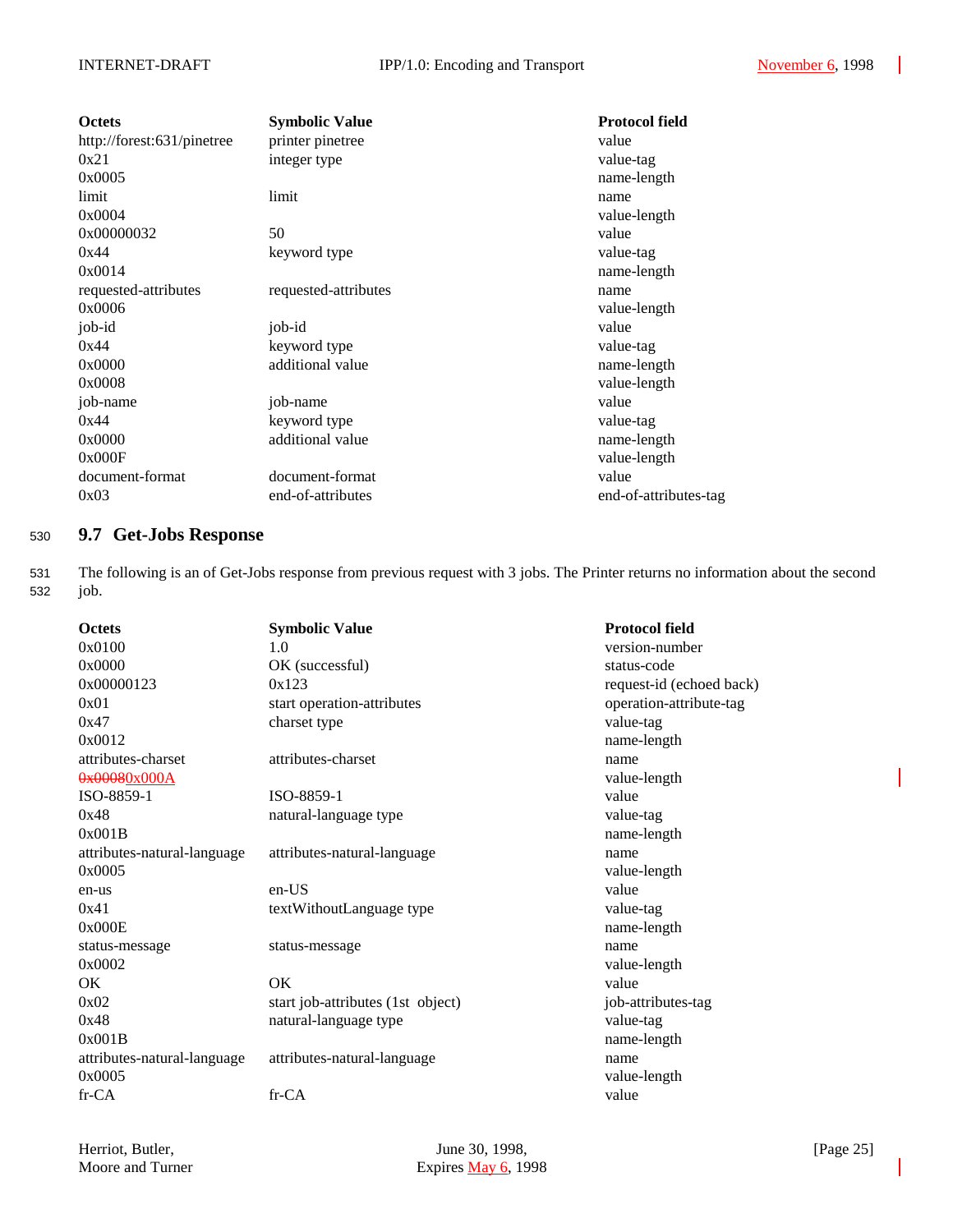| Octets | Symbolic Value | Protocol field |
|---|---|---|
| http://forest:631/pinetree | printer pinetree | value |
| 0x21 | integer type | value-tag |
| 0x0005 | | name-length |
| limit | limit | name |
| 0x0004 | | value-length |
| 0x00000032 | 50 | value |
| 0x44 | keyword type | value-tag |
| 0x0014 | | name-length |
| requested-attributes | requested-attributes | name |
| 0x0006 | | value-length |
| job-id | job-id | value |
| 0x44 | keyword type | value-tag |
| 0x0000 | additional value | name-length |
| 0x0008 | | value-length |
| job-name | job-name | value |
| 0x44 | keyword type | value-tag |
| 0x0000 | additional value | name-length |
| 0x000F | | value-length |
| document-format | document-format | value |
| 0x03 | end-of-attributes | end-of-attributes-tag |

## 9.7 Get-Jobs Response

The following is an of Get-Jobs response from previous request with 3 jobs. The Printer returns no information about the second job.

| Octets | Symbolic Value | Protocol field |
|---|---|---|
| 0x0100 | 1.0 | version-number |
| 0x0000 | OK (successful) | status-code |
| 0x00000123 | 0x123 | request-id (echoed back) |
| 0x01 | start operation-attributes | operation-attribute-tag |
| 0x47 | charset type | value-tag |
| 0x0012 | | name-length |
| attributes-charset | attributes-charset | name |
| ~~0x0008~~0x000A | | value-length |
| ISO-8859-1 | ISO-8859-1 | value |
| 0x48 | natural-language type | value-tag |
| 0x001B | | name-length |
| attributes-natural-language | attributes-natural-language | name |
| 0x0005 | | value-length |
| en-us | en-US | value |
| 0x41 | textWithoutLanguage type | value-tag |
| 0x000E | | name-length |
| status-message | status-message | name |
| 0x0002 | | value-length |
| OK | OK | value |
| 0x02 | start job-attributes (1st object) | job-attributes-tag |
| 0x48 | natural-language type | value-tag |
| 0x001B | | name-length |
| attributes-natural-language | attributes-natural-language | name |
| 0x0005 | | value-length |
| fr-CA | fr-CA | value |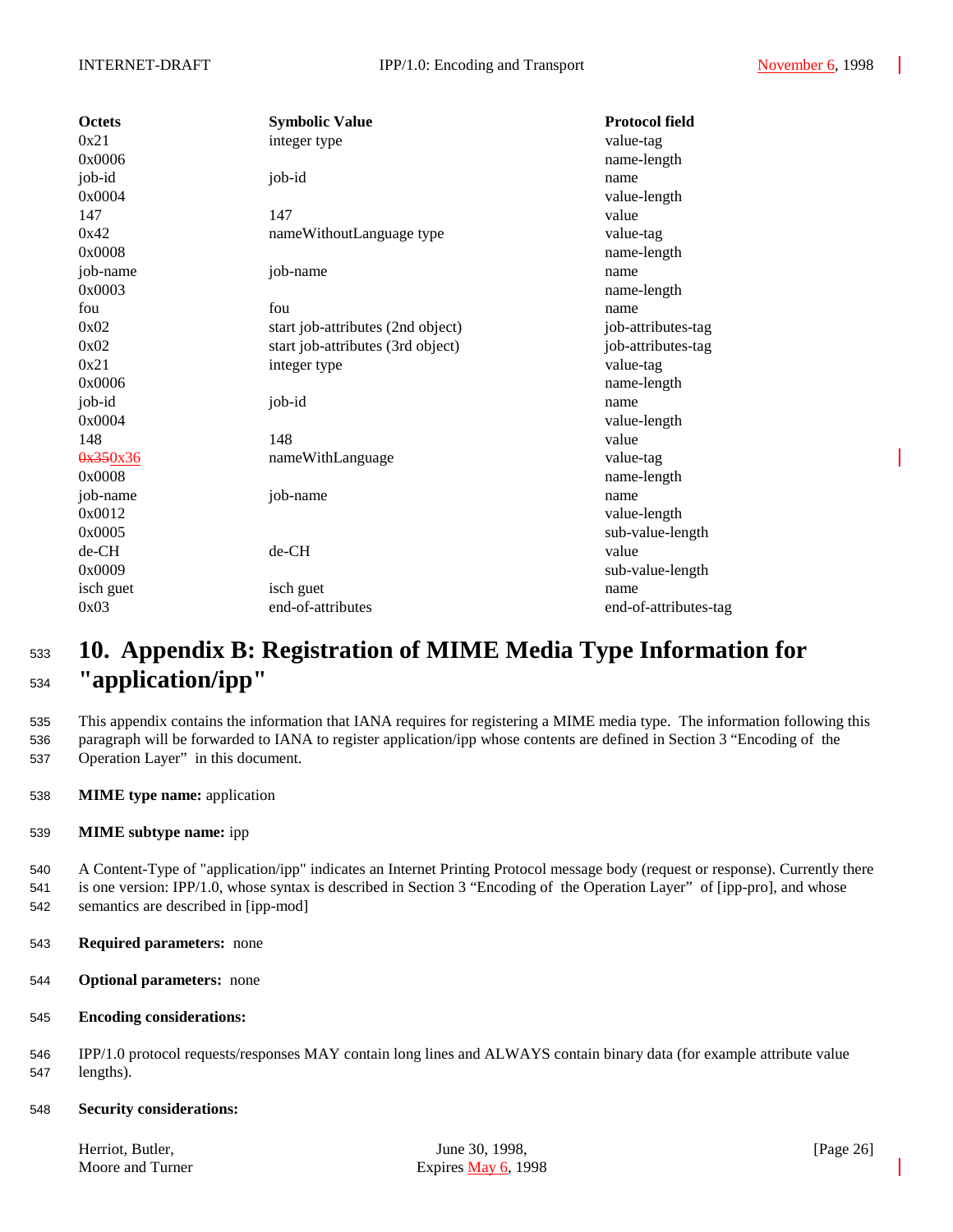| Octets | Symbolic Value | Protocol field |
| --- | --- | --- |
| 0x21 | integer type | value-tag |
| 0x0006 | | name-length |
| job-id | job-id | name |
| 0x0004 | | value-length |
| 147 | 147 | value |
| 0x42 | nameWithoutLanguage type | value-tag |
| 0x0008 | | name-length |
| job-name | job-name | name |
| 0x0003 | | name-length |
| fou | fou | name |
| 0x02 | start job-attributes (2nd object) | job-attributes-tag |
| 0x02 | start job-attributes (3rd object) | job-attributes-tag |
| 0x21 | integer type | value-tag |
| 0x0006 | | name-length |
| job-id | job-id | name |
| 0x0004 | | value-length |
| 148 | 148 | value |
| ~~0x35~~0x36 | nameWithLanguage | value-tag |
| 0x0008 | | name-length |
| job-name | job-name | name |
| 0x0012 | | value-length |
| 0x0005 | | sub-value-length |
| de-CH | de-CH | value |
| 0x0009 | | sub-value-length |
| isch guet | isch guet | name |
| 0x03 | end-of-attributes | end-of-attributes-tag |

# 10. Appendix B: Registration of MIME Media Type Information for "application/ipp"

This appendix contains the information that IANA requires for registering a MIME media type. The information following this paragraph will be forwarded to IANA to register application/ipp whose contents are defined in Section 3 "Encoding of the Operation Layer" in this document.

**MIME type name:** application

**MIME subtype name:** ipp

A Content-Type of "application/ipp" indicates an Internet Printing Protocol message body (request or response). Currently there is one version: IPP/1.0, whose syntax is described in Section 3 "Encoding of the Operation Layer" of [ipp-pro], and whose semantics are described in [ipp-mod]

**Required parameters:** none

**Optional parameters:** none

**Encoding considerations:**

IPP/1.0 protocol requests/responses MAY contain long lines and ALWAYS contain binary data (for example attribute value lengths).

**Security considerations:**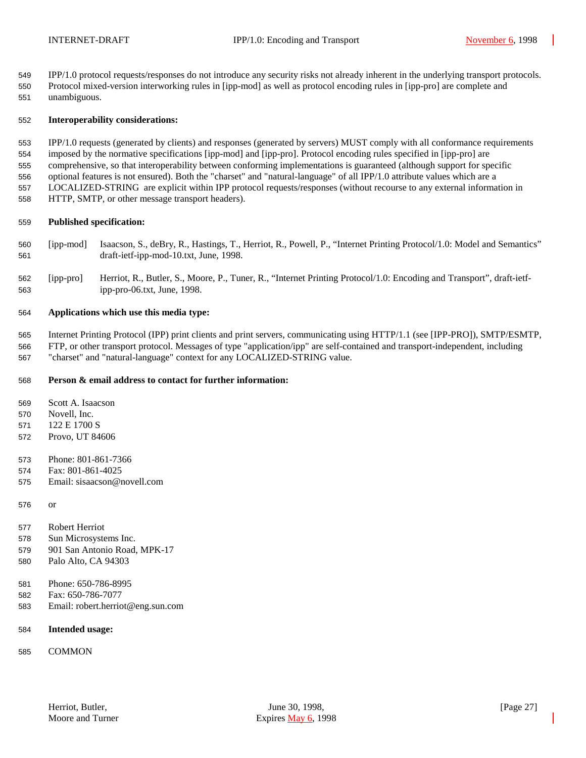IPP/1.0 protocol requests/responses do not introduce any security risks not already inherent in the underlying transport protocols. Protocol mixed-version interworking rules in [ipp-mod] as well as protocol encoding rules in [ipp-pro] are complete and unambiguous.

**Interoperability considerations:**

IPP/1.0 requests (generated by clients) and responses (generated by servers) MUST comply with all conformance requirements imposed by the normative specifications [ipp-mod] and [ipp-pro]. Protocol encoding rules specified in [ipp-pro] are comprehensive, so that interoperability between conforming implementations is guaranteed (although support for specific optional features is not ensured). Both the "charset" and "natural-language" of all IPP/1.0 attribute values which are a LOCALIZED-STRING are explicit within IPP protocol requests/responses (without recourse to any external information in HTTP, SMTP, or other message transport headers).

**Published specification:**

[ipp-mod] Isaacson, S., deBry, R., Hastings, T., Herriot, R., Powell, P., "Internet Printing Protocol/1.0: Model and Semantics" draft-ietf-ipp-mod-10.txt, June, 1998.

[ipp-pro] Herriot, R., Butler, S., Moore, P., Tuner, R., "Internet Printing Protocol/1.0: Encoding and Transport", draft-ietf-ipp-pro-06.txt, June, 1998.

**Applications which use this media type:**

Internet Printing Protocol (IPP) print clients and print servers, communicating using HTTP/1.1 (see [IPP-PRO]), SMTP/ESMTP, FTP, or other transport protocol. Messages of type "application/ipp" are self-contained and transport-independent, including "charset" and "natural-language" context for any LOCALIZED-STRING value.

**Person & email address to contact for further information:**

Scott A. Isaacson
Novell, Inc.
122 E 1700 S
Provo, UT 84606

Phone: 801-861-7366
Fax: 801-861-4025
Email: sisaacson@novell.com

or

Robert Herriot
Sun Microsystems Inc.
901 San Antonio Road, MPK-17
Palo Alto, CA 94303

Phone: 650-786-8995
Fax: 650-786-7077
Email: robert.herriot@eng.sun.com

**Intended usage:**

COMMON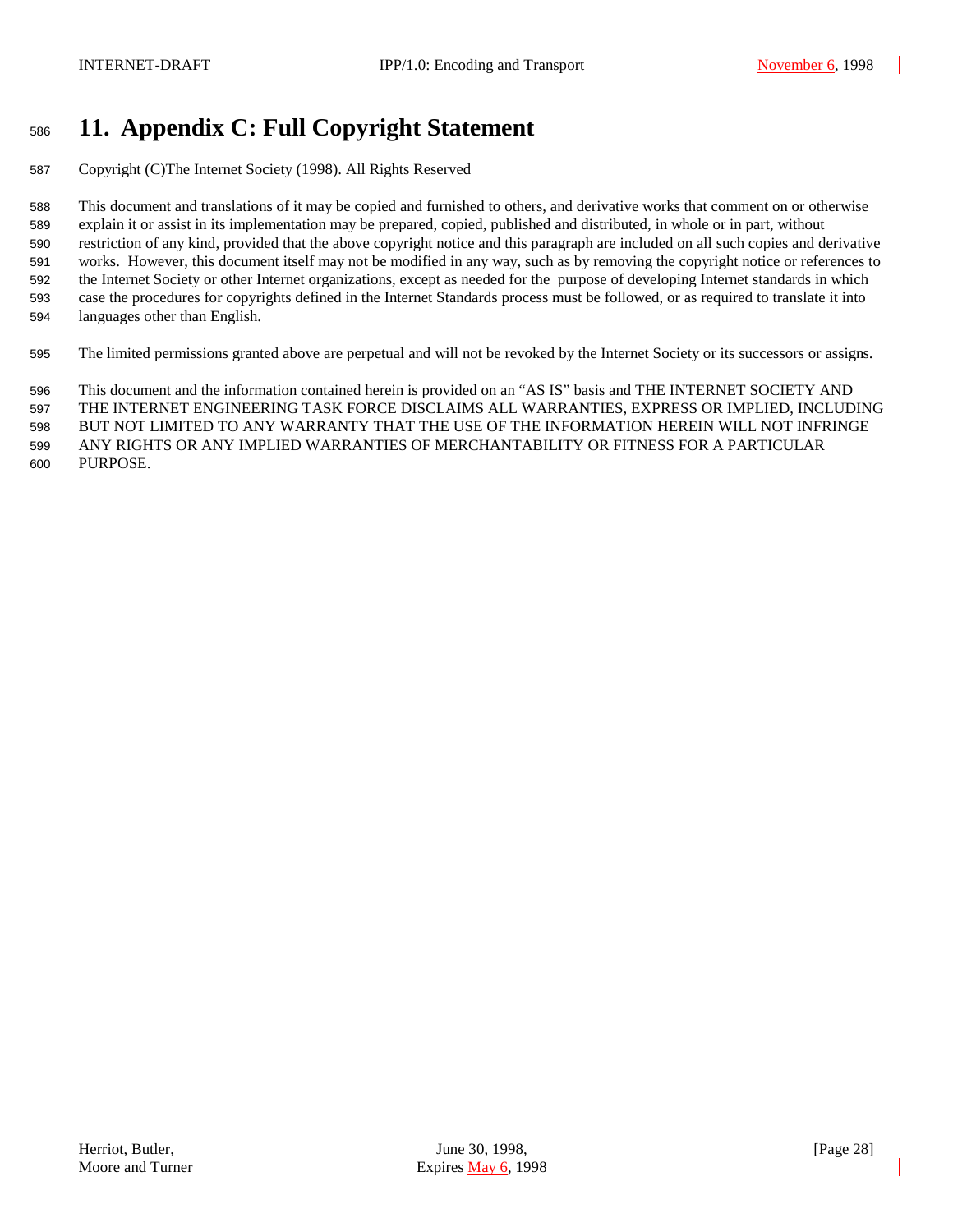# 11. Appendix C: Full Copyright Statement

Copyright (C)The Internet Society (1998). All Rights Reserved

This document and translations of it may be copied and furnished to others, and derivative works that comment on or otherwise explain it or assist in its implementation may be prepared, copied, published and distributed, in whole or in part, without restriction of any kind, provided that the above copyright notice and this paragraph are included on all such copies and derivative works. However, this document itself may not be modified in any way, such as by removing the copyright notice or references to the Internet Society or other Internet organizations, except as needed for the purpose of developing Internet standards in which case the procedures for copyrights defined in the Internet Standards process must be followed, or as required to translate it into languages other than English.

The limited permissions granted above are perpetual and will not be revoked by the Internet Society or its successors or assigns.

This document and the information contained herein is provided on an "AS IS" basis and THE INTERNET SOCIETY AND THE INTERNET ENGINEERING TASK FORCE DISCLAIMS ALL WARRANTIES, EXPRESS OR IMPLIED, INCLUDING BUT NOT LIMITED TO ANY WARRANTY THAT THE USE OF THE INFORMATION HEREIN WILL NOT INFRINGE ANY RIGHTS OR ANY IMPLIED WARRANTIES OF MERCHANTABILITY OR FITNESS FOR A PARTICULAR PURPOSE.